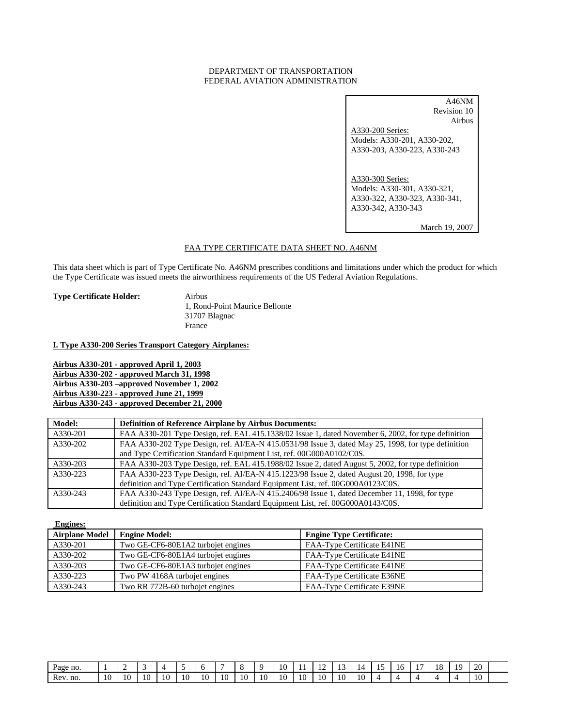DEPARTMENT OF TRANSPORTATION
FEDERAL AVIATION ADMINISTRATION

A46NM
Revision 10
Airbus

A330-200 Series:
Models: A330-201, A330-202, A330-203, A330-223, A330-243

A330-300 Series:
Models: A330-301, A330-321, A330-322, A330-323, A330-341, A330-342, A330-343

March 19, 2007

# FAA TYPE CERTIFICATE DATA SHEET NO. A46NM

This data sheet which is part of Type Certificate No. A46NM prescribes conditions and limitations under which the product for which the Type Certificate was issued meets the airworthiness requirements of the US Federal Aviation Regulations.

**Type Certificate Holder:** Airbus
1, Rond-Point Maurice Bellonte
31707 Blagnac
France

## I. Type A330-200 Series Transport Category Airplanes:

**Airbus A330-201 - approved April 1, 2003**
**Airbus A330-202 - approved March 31, 1998**
**Airbus A330-203 –approved November 1, 2002**
**Airbus A330-223 - approved June 21, 1999**
**Airbus A330-243 - approved December 21, 2000**

| Model: | Definition of Reference Airplane by Airbus Documents: |
|---|---|
| A330-201 | FAA A330-201 Type Design, ref. EAL 415.1338/02 Issue 1, dated November 6, 2002, for type definition |
| A330-202 | FAA A330-202 Type Design, ref. AI/EA-N 415.0531/98 Issue 3, dated May 25, 1998, for type definition and Type Certification Standard Equipment List, ref. 00G000A0102/C0S. |
| A330-203 | FAA A330-203 Type Design, ref. EAL 415.1988/02 Issue 2, dated August 5, 2002, for type definition |
| A330-223 | FAA A330-223 Type Design, ref. AI/EA-N 415.1223/98 Issue 2, dated August 20, 1998, for type definition and Type Certification Standard Equipment List, ref. 00G000A0123/C0S. |
| A330-243 | FAA A330-243 Type Design, ref. AI/EA-N 415.2406/98 Issue 1, dated December 11, 1998, for type definition and Type Certification Standard Equipment List, ref. 00G000A0143/C0S. |

**Engines:**

| Airplane Model | Engine Model: | Engine Type Certificate: |
|---|---|---|
| A330-201 | Two GE-CF6-80E1A2 turbojet engines | FAA-Type Certificate E41NE |
| A330-202 | Two GE-CF6-80E1A4 turbojet engines | FAA-Type Certificate E41NE |
| A330-203 | Two GE-CF6-80E1A3 turbojet engines | FAA-Type Certificate E41NE |
| A330-223 | Two PW 4168A turbojet engines | FAA-Type Certificate E36NE |
| A330-243 | Two RR 772B-60 turbojet engines | FAA-Type Certificate E39NE |

| Page no. | 1 | 2 | 3 | 4 | 5 | 6 | 7 | 8 | 9 | 10 | 11 | 12 | 13 | 14 | 15 | 16 | 17 | 18 | 19 | 20 | |
|---|---|---|---|---|---|---|---|---|---|---|---|---|---|---|---|---|---|---|---|---|---|
| Rev. no. | 10 | 10 | 10 | 10 | 10 | 10 | 10 | 10 | 10 | 10 | 10 | 10 | 10 | 10 | 4 | 4 | 4 | 4 | 4 | 10 | |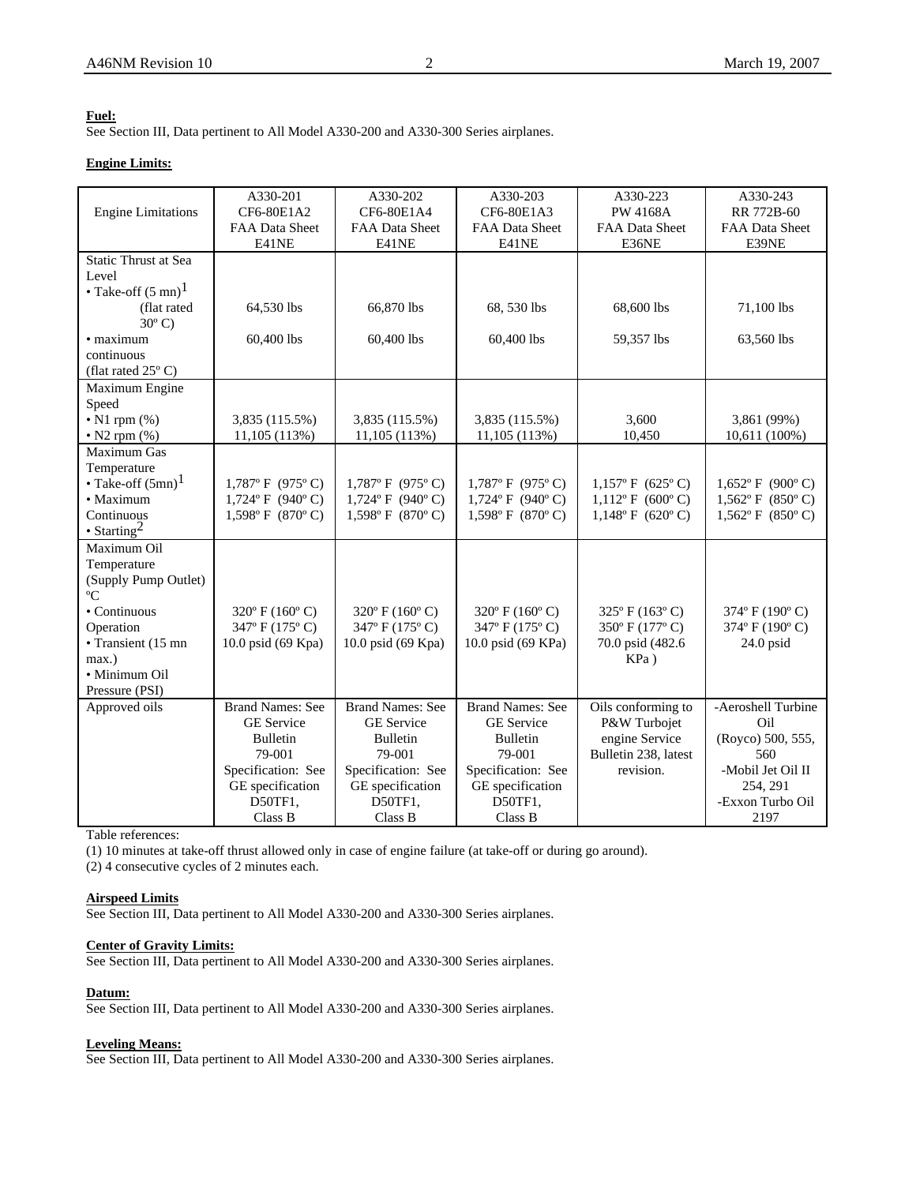**Fuel:**
See Section III, Data pertinent to All Model A330-200 and A330-300 Series airplanes.

**Engine Limits:**

| Engine Limitations | A330-201 CF6-80E1A2 FAA Data Sheet E41NE | A330-202 CF6-80E1A4 FAA Data Sheet E41NE | A330-203 CF6-80E1A3 FAA Data Sheet E41NE | A330-223 PW 4168A FAA Data Sheet E36NE | A330-243 RR 772B-60 FAA Data Sheet E39NE |
|---|---|---|---|---|---|
| Static Thrust at Sea Level<br>• Take-off (5 mn)[1] (flat rated 30º C)<br>• maximum continuous (flat rated 25º C) | 64,530 lbs<br>60,400 lbs | 66,870 lbs<br>60,400 lbs | 68, 530 lbs<br>60,400 lbs | 68,600 lbs<br>59,357 lbs | 71,100 lbs<br>63,560 lbs |
| Maximum Engine Speed<br>• N1 rpm (%)<br>• N2 rpm (%) | 3,835 (115.5%)<br>11,105 (113%) | 3,835 (115.5%)<br>11,105 (113%) | 3,835 (115.5%)<br>11,105 (113%) | 3,600<br>10,450 | 3,861 (99%)<br>10,611 (100%) |
| Maximum Gas Temperature<br>• Take-off (5mn)[1]<br>• Maximum Continuous<br>• Starting[2] | 1,787º F (975º C)<br>1,724º F (940º C)<br>1,598º F (870º C) | 1,787º F (975º C)<br>1,724º F (940º C)<br>1,598º F (870º C) | 1,787º F (975º C)<br>1,724º F (940º C)<br>1,598º F (870º C) | 1,157º F (625º C)<br>1,112º F (600º C)<br>1,148º F (620º C) | 1,652º F (900º C)<br>1,562º F (850º C)<br>1,562º F (850º C) |
| Maximum Oil Temperature (Supply Pump Outlet) ºC<br>• Continuous Operation<br>• Transient (15 mn max.)<br>• Minimum Oil Pressure (PSI) | 320º F (160º C)<br>347º F (175º C)<br>10.0 psid (69 Kpa) | 320º F (160º C)<br>347º F (175º C)<br>10.0 psid (69 Kpa) | 320º F (160º C)<br>347º F (175º C)<br>10.0 psid (69 KPa) | 325º F (163º C)<br>350º F (177º C)<br>70.0 psid (482.6 KPa ) | 374º F (190º C)<br>374º F (190º C)<br>24.0 psid |
| Approved oils | Brand Names: See GE Service Bulletin 79-001<br>Specification: See GE specification D50TF1, Class B | Brand Names: See GE Service Bulletin 79-001<br>Specification: See GE specification D50TF1, Class B | Brand Names: See GE Service Bulletin 79-001<br>Specification: See GE specification D50TF1, Class B | Oils conforming to P&W Turbojet engine Service Bulletin 238, latest revision. | -Aeroshell Turbine Oil (Royco) 500, 555, 560<br>-Mobil Jet Oil II 254, 291<br>-Exxon Turbo Oil 2197 |

Table references:

(1) 10 minutes at take-off thrust allowed only in case of engine failure (at take-off or during go around).

(2) 4 consecutive cycles of 2 minutes each.

**Airspeed Limits**
See Section III, Data pertinent to All Model A330-200 and A330-300 Series airplanes.

**Center of Gravity Limits:**
See Section III, Data pertinent to All Model A330-200 and A330-300 Series airplanes.

**Datum:**
See Section III, Data pertinent to All Model A330-200 and A330-300 Series airplanes.

**Leveling Means:**
See Section III, Data pertinent to All Model A330-200 and A330-300 Series airplanes.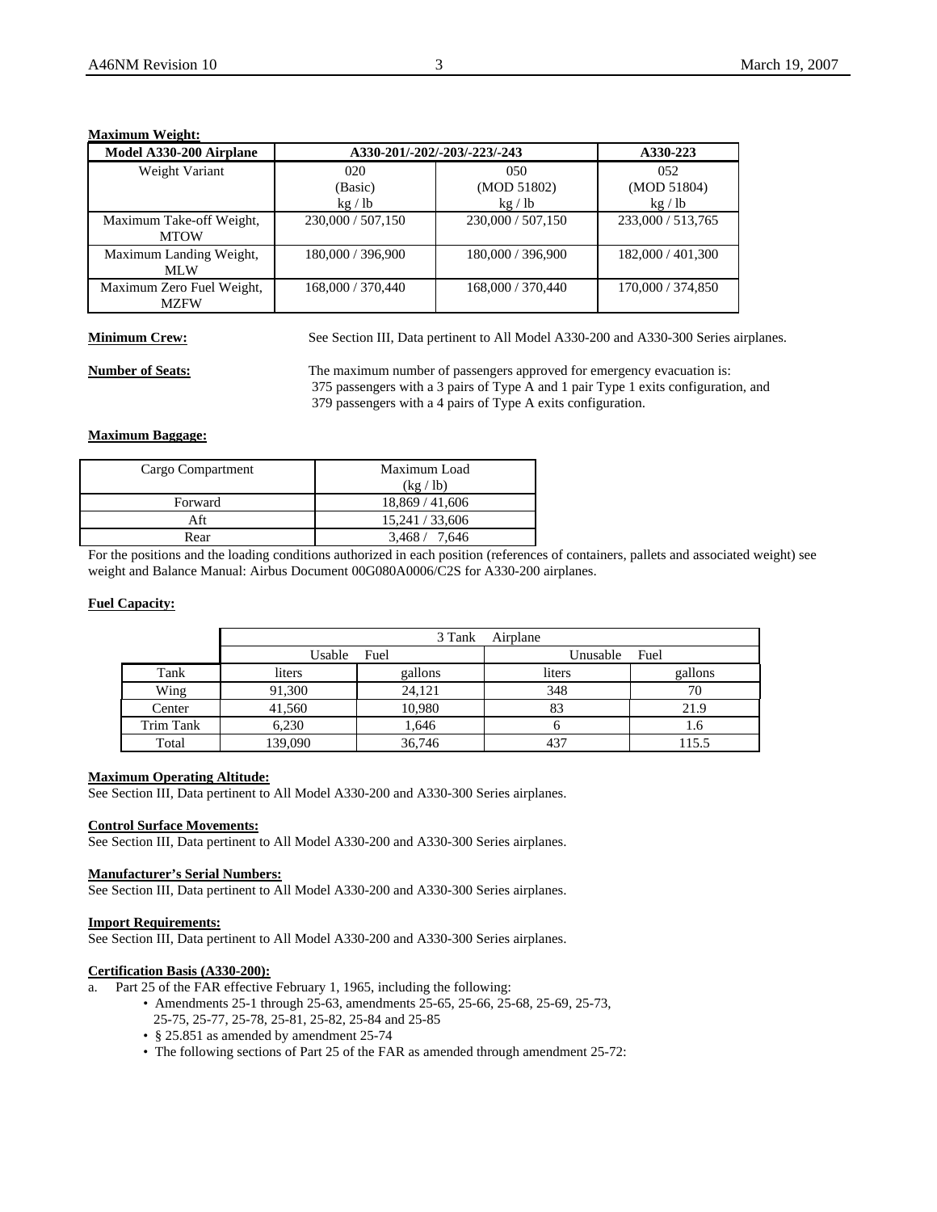**Maximum Weight:**

| Model A330-200 Airplane | A330-201/-202/-203/-223/-243 | | A330-223 |
|---|---|---|---|
| Weight Variant | 020<br>(Basic)<br>kg / lb | 050<br>(MOD 51802)<br>kg / lb | 052<br>(MOD 51804)<br>kg / lb |
| Maximum Take-off Weight, MTOW | 230,000 / 507,150 | 230,000 / 507,150 | 233,000 / 513,765 |
| Maximum Landing Weight, MLW | 180,000 / 396,900 | 180,000 / 396,900 | 182,000 / 401,300 |
| Maximum Zero Fuel Weight, MZFW | 168,000 / 370,440 | 168,000 / 370,440 | 170,000 / 374,850 |

**Minimum Crew:** See Section III, Data pertinent to All Model A330-200 and A330-300 Series airplanes.

**Number of Seats:** The maximum number of passengers approved for emergency evacuation is:
375 passengers with a 3 pairs of Type A and 1 pair Type 1 exits configuration, and
379 passengers with a 4 pairs of Type A exits configuration.

**Maximum Baggage:**

| Cargo Compartment | Maximum Load (kg / lb) |
|---|---|
| Forward | 18,869 / 41,606 |
| Aft | 15,241 / 33,606 |
| Rear | 3,468 / 7,646 |

For the positions and the loading conditions authorized in each position (references of containers, pallets and associated weight) see weight and Balance Manual: Airbus Document 00G080A0006/C2S for A330-200 airplanes.

**Fuel Capacity:**

| | 3 Tank Airplane | | | |
|---|---|---|---|---|
| | Usable Fuel | | Unusable Fuel | |
| Tank | liters | gallons | liters | gallons |
| Wing | 91,300 | 24,121 | 348 | 70 |
| Center | 41,560 | 10,980 | 83 | 21.9 |
| Trim Tank | 6,230 | 1,646 | 6 | 1.6 |
| Total | 139,090 | 36,746 | 437 | 115.5 |

**Maximum Operating Altitude:**
See Section III, Data pertinent to All Model A330-200 and A330-300 Series airplanes.

**Control Surface Movements:**
See Section III, Data pertinent to All Model A330-200 and A330-300 Series airplanes.

**Manufacturer's Serial Numbers:**
See Section III, Data pertinent to All Model A330-200 and A330-300 Series airplanes.

**Import Requirements:**
See Section III, Data pertinent to All Model A330-200 and A330-300 Series airplanes.

**Certification Basis (A330-200):**

a. Part 25 of the FAR effective February 1, 1965, including the following:
   - Amendments 25-1 through 25-63, amendments 25-65, 25-66, 25-68, 25-69, 25-73, 25-75, 25-77, 25-78, 25-81, 25-82, 25-84 and 25-85
   - § 25.851 as amended by amendment 25-74
   - The following sections of Part 25 of the FAR as amended through amendment 25-72: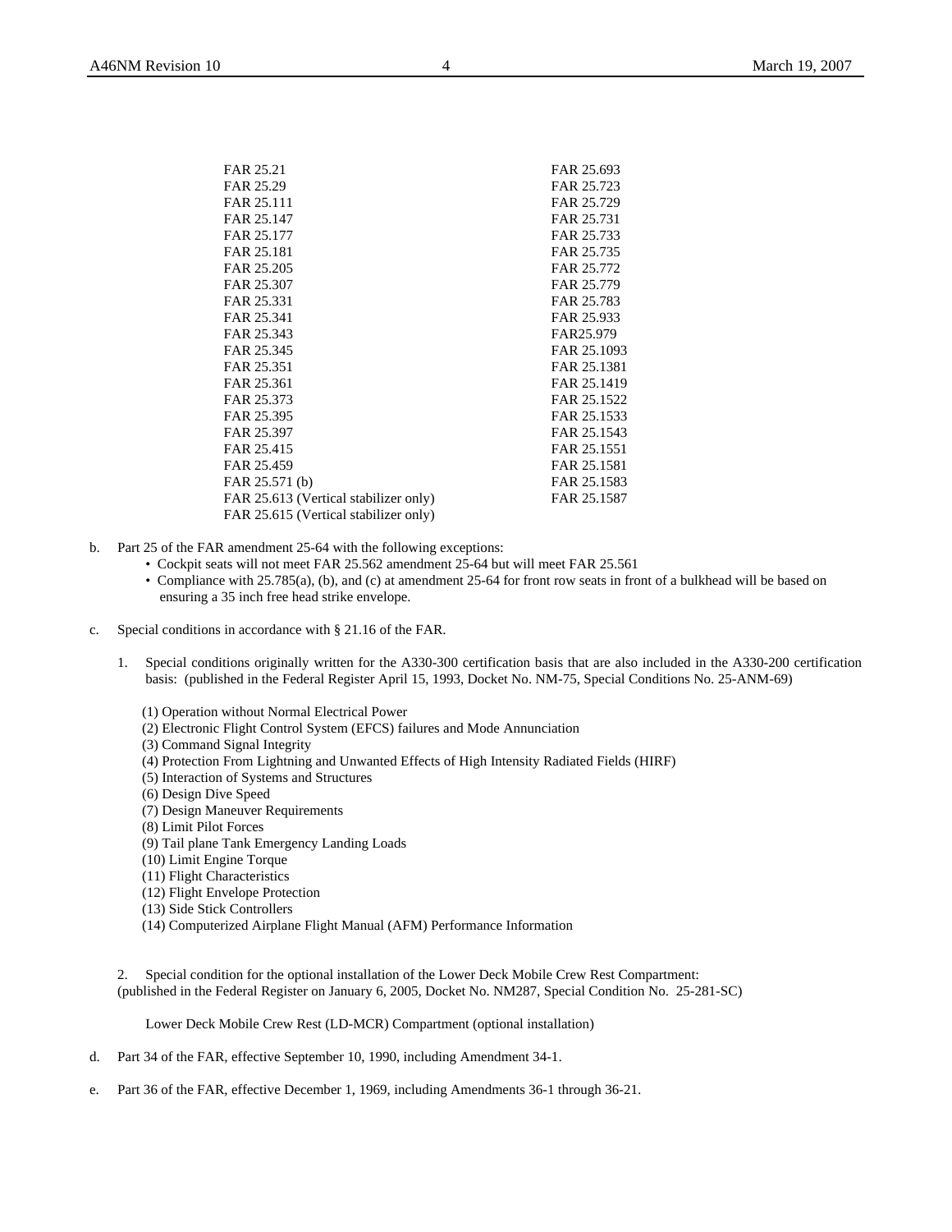| | |
|---|---|
| FAR 25.21 | FAR 25.693 |
| FAR 25.29 | FAR 25.723 |
| FAR 25.111 | FAR 25.729 |
| FAR 25.147 | FAR 25.731 |
| FAR 25.177 | FAR 25.733 |
| FAR 25.181 | FAR 25.735 |
| FAR 25.205 | FAR 25.772 |
| FAR 25.307 | FAR 25.779 |
| FAR 25.331 | FAR 25.783 |
| FAR 25.341 | FAR 25.933 |
| FAR 25.343 | FAR25.979 |
| FAR 25.345 | FAR 25.1093 |
| FAR 25.351 | FAR 25.1381 |
| FAR 25.361 | FAR 25.1419 |
| FAR 25.373 | FAR 25.1522 |
| FAR 25.395 | FAR 25.1533 |
| FAR 25.397 | FAR 25.1543 |
| FAR 25.415 | FAR 25.1551 |
| FAR 25.459 | FAR 25.1581 |
| FAR 25.571 (b) | FAR 25.1583 |
| FAR 25.613 (Vertical stabilizer only) | FAR 25.1587 |
| FAR 25.615 (Vertical stabilizer only) | |

b. Part 25 of the FAR amendment 25-64 with the following exceptions:
   - Cockpit seats will not meet FAR 25.562 amendment 25-64 but will meet FAR 25.561
   - Compliance with 25.785(a), (b), and (c) at amendment 25-64 for front row seats in front of a bulkhead will be based on ensuring a 35 inch free head strike envelope.

c. Special conditions in accordance with § 21.16 of the FAR.

   1. Special conditions originally written for the A330-300 certification basis that are also included in the A330-200 certification basis: (published in the Federal Register April 15, 1993, Docket No. NM-75, Special Conditions No. 25-ANM-69)

      (1) Operation without Normal Electrical Power
      (2) Electronic Flight Control System (EFCS) failures and Mode Annunciation
      (3) Command Signal Integrity
      (4) Protection From Lightning and Unwanted Effects of High Intensity Radiated Fields (HIRF)
      (5) Interaction of Systems and Structures
      (6) Design Dive Speed
      (7) Design Maneuver Requirements
      (8) Limit Pilot Forces
      (9) Tail plane Tank Emergency Landing Loads
      (10) Limit Engine Torque
      (11) Flight Characteristics
      (12) Flight Envelope Protection
      (13) Side Stick Controllers
      (14) Computerized Airplane Flight Manual (AFM) Performance Information

   2. Special condition for the optional installation of the Lower Deck Mobile Crew Rest Compartment: (published in the Federal Register on January 6, 2005, Docket No. NM287, Special Condition No. 25-281-SC)

      Lower Deck Mobile Crew Rest (LD-MCR) Compartment (optional installation)

d. Part 34 of the FAR, effective September 10, 1990, including Amendment 34-1.

e. Part 36 of the FAR, effective December 1, 1969, including Amendments 36-1 through 36-21.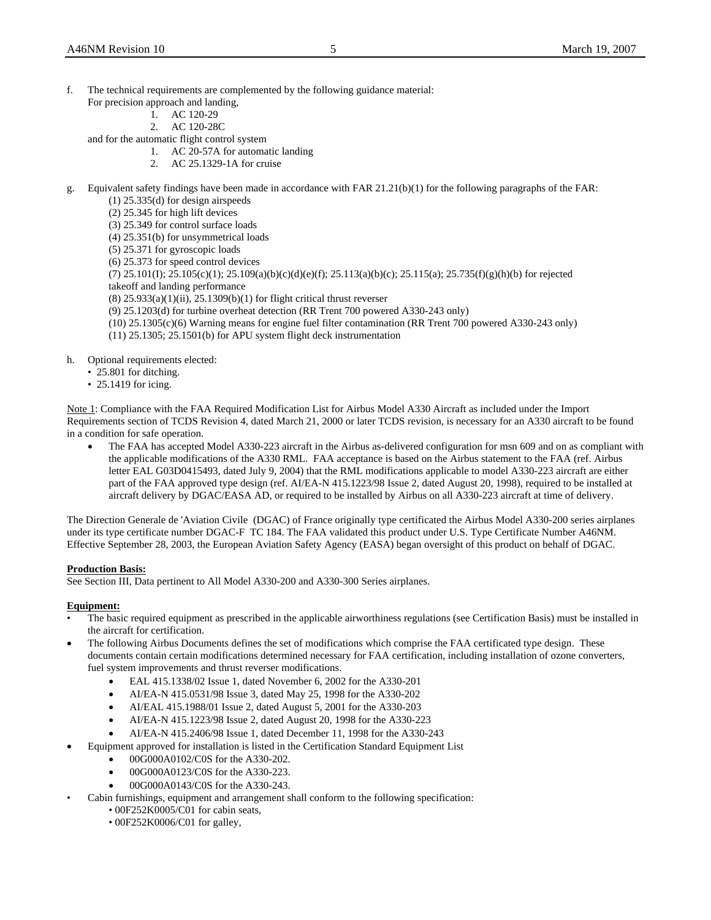f. The technical requirements are complemented by the following guidance material:
   For precision approach and landing,
   1. AC 120-29
   2. AC 120-28C

   and for the automatic flight control system
   1. AC 20-57A for automatic landing
   2. AC 25.1329-1A for cruise

g. Equivalent safety findings have been made in accordance with FAR 21.21(b)(1) for the following paragraphs of the FAR:
   (1) 25.335(d) for design airspeeds
   (2) 25.345 for high lift devices
   (3) 25.349 for control surface loads
   (4) 25.351(b) for unsymmetrical loads
   (5) 25.371 for gyroscopic loads
   (6) 25.373 for speed control devices
   (7) 25.101(I); 25.105(c)(1); 25.109(a)(b)(c)(d)(e)(f); 25.113(a)(b)(c); 25.115(a); 25.735(f)(g)(h)(b) for rejected takeoff and landing performance
   (8) 25.933(a)(1)(ii), 25.1309(b)(1) for flight critical thrust reverser
   (9) 25.1203(d) for turbine overheat detection (RR Trent 700 powered A330-243 only)
   (10) 25.1305(c)(6) Warning means for engine fuel filter contamination (RR Trent 700 powered A330-243 only)
   (11) 25.1305; 25.1501(b) for APU system flight deck instrumentation

h. Optional requirements elected:
   - 25.801 for ditching.
   - 25.1419 for icing.

Note 1: Compliance with the FAA Required Modification List for Airbus Model A330 Aircraft as included under the Import Requirements section of TCDS Revision 4, dated March 21, 2000 or later TCDS revision, is necessary for an A330 aircraft to be found in a condition for safe operation.

- The FAA has accepted Model A330-223 aircraft in the Airbus as-delivered configuration for msn 609 and on as compliant with the applicable modifications of the A330 RML. FAA acceptance is based on the Airbus statement to the FAA (ref. Airbus letter EAL G03D0415493, dated July 9, 2004) that the RML modifications applicable to model A330-223 aircraft are either part of the FAA approved type design (ref. AI/EA-N 415.1223/98 Issue 2, dated August 20, 1998), required to be installed at aircraft delivery by DGAC/EASA AD, or required to be installed by Airbus on all A330-223 aircraft at time of delivery.

The Direction Generale de 'Aviation Civile (DGAC) of France originally type certificated the Airbus Model A330-200 series airplanes under its type certificate number DGAC-F TC 184. The FAA validated this product under U.S. Type Certificate Number A46NM. Effective September 28, 2003, the European Aviation Safety Agency (EASA) began oversight of this product on behalf of DGAC.

**Production Basis:**
See Section III, Data pertinent to All Model A330-200 and A330-300 Series airplanes.

**Equipment:**

- The basic required equipment as prescribed in the applicable airworthiness regulations (see Certification Basis) must be installed in the aircraft for certification.
- The following Airbus Documents defines the set of modifications which comprise the FAA certificated type design. These documents contain certain modifications determined necessary for FAA certification, including installation of ozone converters, fuel system improvements and thrust reverser modifications.
  - EAL 415.1338/02 Issue 1, dated November 6, 2002 for the A330-201
  - AI/EA-N 415.0531/98 Issue 3, dated May 25, 1998 for the A330-202
  - AI/EAL 415.1988/01 Issue 2, dated August 5, 2001 for the A330-203
  - AI/EA-N 415.1223/98 Issue 2, dated August 20, 1998 for the A330-223
  - AI/EA-N 415.2406/98 Issue 1, dated December 11, 1998 for the A330-243
- Equipment approved for installation is listed in the Certification Standard Equipment List
  - 00G000A0102/C0S for the A330-202.
  - 00G000A0123/C0S for the A330-223.
  - 00G000A0143/C0S for the A330-243.
- Cabin furnishings, equipment and arrangement shall conform to the following specification:
  - 00F252K0005/C01 for cabin seats,
  - 00F252K0006/C01 for galley,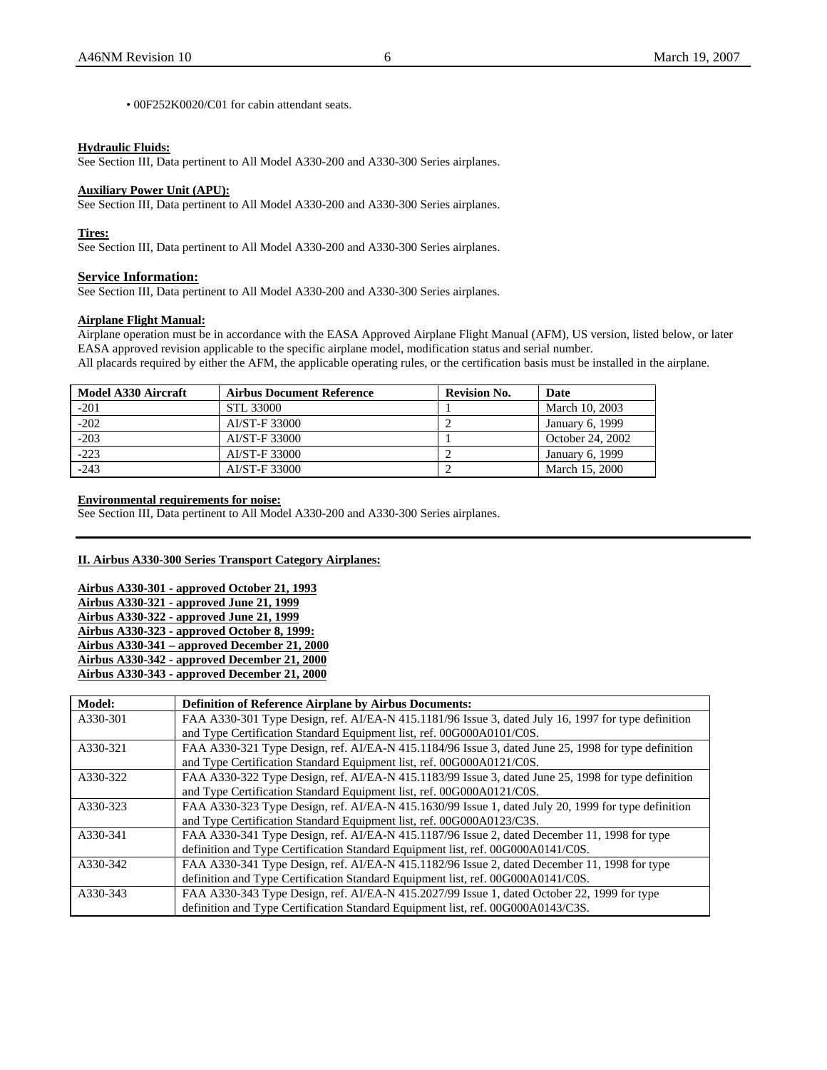• 00F252K0020/C01 for cabin attendant seats.

**Hydraulic Fluids:**
See Section III, Data pertinent to All Model A330-200 and A330-300 Series airplanes.

**Auxiliary Power Unit (APU):**
See Section III, Data pertinent to All Model A330-200 and A330-300 Series airplanes.

**Tires:**
See Section III, Data pertinent to All Model A330-200 and A330-300 Series airplanes.

**Service Information:**
See Section III, Data pertinent to All Model A330-200 and A330-300 Series airplanes.

**Airplane Flight Manual:**
Airplane operation must be in accordance with the EASA Approved Airplane Flight Manual (AFM), US version, listed below, or later EASA approved revision applicable to the specific airplane model, modification status and serial number.
All placards required by either the AFM, the applicable operating rules, or the certification basis must be installed in the airplane.

| Model A330 Aircraft | Airbus Document Reference | Revision No. | Date |
|---|---|---|---|
| -201 | STL 33000 | 1 | March 10, 2003 |
| -202 | AI/ST-F 33000 | 2 | January 6, 1999 |
| -203 | AI/ST-F 33000 | 1 | October 24, 2002 |
| -223 | AI/ST-F 33000 | 2 | January 6, 1999 |
| -243 | AI/ST-F 33000 | 2 | March 15, 2000 |

**Environmental requirements for noise:**
See Section III, Data pertinent to All Model A330-200 and A330-300 Series airplanes.

## II. Airbus A330-300 Series Transport Category Airplanes:

**Airbus A330-301 - approved October 21, 1993**
**Airbus A330-321 - approved June 21, 1999**
**Airbus A330-322 - approved June 21, 1999**
**Airbus A330-323 - approved October 8, 1999:**
**Airbus A330-341 – approved December 21, 2000**
**Airbus A330-342 - approved December 21, 2000**
**Airbus A330-343 - approved December 21, 2000**

| Model: | Definition of Reference Airplane by Airbus Documents: |
|---|---|
| A330-301 | FAA A330-301 Type Design, ref. AI/EA-N 415.1181/96 Issue 3, dated July 16, 1997 for type definition and Type Certification Standard Equipment list, ref. 00G000A0101/C0S. |
| A330-321 | FAA A330-321 Type Design, ref. AI/EA-N 415.1184/96 Issue 3, dated June 25, 1998 for type definition and Type Certification Standard Equipment list, ref. 00G000A0121/C0S. |
| A330-322 | FAA A330-322 Type Design, ref. AI/EA-N 415.1183/99 Issue 3, dated June 25, 1998 for type definition and Type Certification Standard Equipment list, ref. 00G000A0121/C0S. |
| A330-323 | FAA A330-323 Type Design, ref. AI/EA-N 415.1630/99 Issue 1, dated July 20, 1999 for type definition and Type Certification Standard Equipment list, ref. 00G000A0123/C3S. |
| A330-341 | FAA A330-341 Type Design, ref. AI/EA-N 415.1187/96 Issue 2, dated December 11, 1998 for type definition and Type Certification Standard Equipment list, ref. 00G000A0141/C0S. |
| A330-342 | FAA A330-341 Type Design, ref. AI/EA-N 415.1182/96 Issue 2, dated December 11, 1998 for type definition and Type Certification Standard Equipment list, ref. 00G000A0141/C0S. |
| A330-343 | FAA A330-343 Type Design, ref. AI/EA-N 415.2027/99 Issue 1, dated October 22, 1999 for type definition and Type Certification Standard Equipment list, ref. 00G000A0143/C3S. |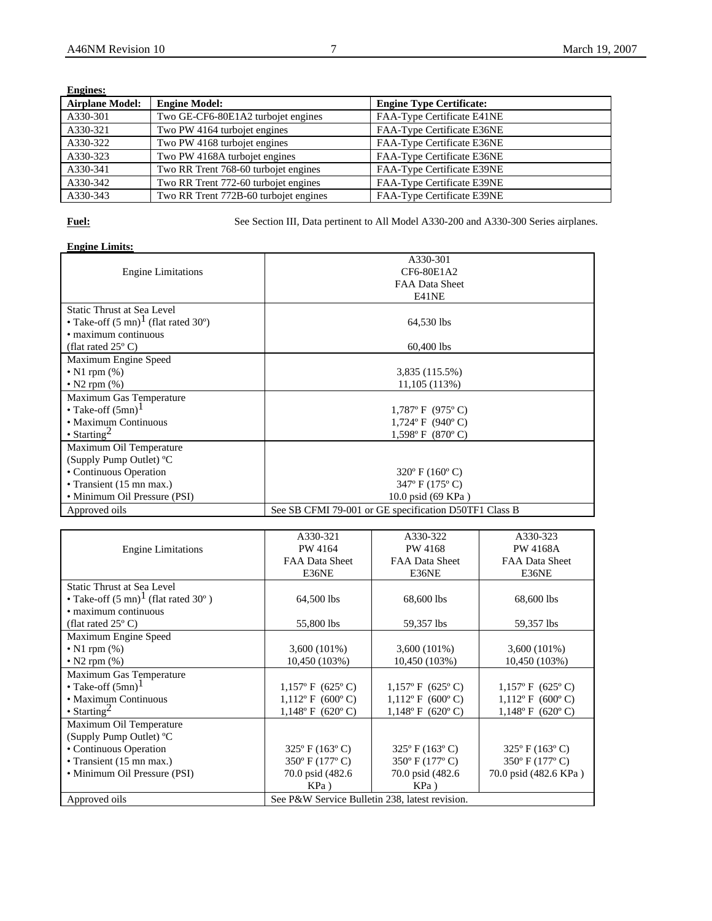**Engines:**

| Airplane Model: | Engine Model: | Engine Type Certificate: |
|---|---|---|
| A330-301 | Two GE-CF6-80E1A2 turbojet engines | FAA-Type Certificate E41NE |
| A330-321 | Two PW 4164 turbojet engines | FAA-Type Certificate E36NE |
| A330-322 | Two PW 4168 turbojet engines | FAA-Type Certificate E36NE |
| A330-323 | Two PW 4168A turbojet engines | FAA-Type Certificate E36NE |
| A330-341 | Two RR Trent 768-60 turbojet engines | FAA-Type Certificate E39NE |
| A330-342 | Two RR Trent 772-60 turbojet engines | FAA-Type Certificate E39NE |
| A330-343 | Two RR Trent 772B-60 turbojet engines | FAA-Type Certificate E39NE |

**Fuel:** See Section III, Data pertinent to All Model A330-200 and A330-300 Series airplanes.

**Engine Limits:**

| Engine Limitations | A330-301<br>CF6-80E1A2<br>FAA Data Sheet<br>E41NE |
|---|---|
| Static Thrust at Sea Level<br>• Take-off (5 mn)[1] (flat rated 30º)<br>• maximum continuous<br>(flat rated 25º C) | <br>64,530 lbs<br><br>60,400 lbs |
| Maximum Engine Speed<br>• N1 rpm (%)<br>• N2 rpm (%) | <br>3,835 (115.5%)<br>11,105 (113%) |
| Maximum Gas Temperature<br>• Take-off (5mn)[1]<br>• Maximum Continuous<br>• Starting[2] | <br>1,787º F (975º C)<br>1,724º F (940º C)<br>1,598º F (870º C) |
| Maximum Oil Temperature<br>(Supply Pump Outlet) ºC<br>• Continuous Operation<br>• Transient (15 mn max.)<br>• Minimum Oil Pressure (PSI) | <br><br>320º F (160º C)<br>347º F (175º C)<br>10.0 psid (69 KPa ) |
| Approved oils | See SB CFMI 79-001 or GE specification D50TF1 Class B |

| Engine Limitations | A330-321<br>PW 4164<br>FAA Data Sheet<br>E36NE | A330-322<br>PW 4168<br>FAA Data Sheet<br>E36NE | A330-323<br>PW 4168A<br>FAA Data Sheet<br>E36NE |
|---|---|---|---|
| Static Thrust at Sea Level<br>• Take-off (5 mn)[1] (flat rated 30º )<br>• maximum continuous<br>(flat rated 25º C) | <br>64,500 lbs<br><br>55,800 lbs | <br>68,600 lbs<br><br>59,357 lbs | <br>68,600 lbs<br><br>59,357 lbs |
| Maximum Engine Speed<br>• N1 rpm (%)<br>• N2 rpm (%) | <br>3,600 (101%)<br>10,450 (103%) | <br>3,600 (101%)<br>10,450 (103%) | <br>3,600 (101%)<br>10,450 (103%) |
| Maximum Gas Temperature<br>• Take-off (5mn)[1]<br>• Maximum Continuous<br>• Starting[2] | <br>1,157º F (625º C)<br>1,112º F (600º C)<br>1,148º F (620º C) | <br>1,157º F (625º C)<br>1,112º F (600º C)<br>1,148º F (620º C) | <br>1,157º F (625º C)<br>1,112º F (600º C)<br>1,148º F (620º C) |
| Maximum Oil Temperature<br>(Supply Pump Outlet) ºC<br>• Continuous Operation<br>• Transient (15 mn max.)<br>• Minimum Oil Pressure (PSI) | <br><br>325º F (163º C)<br>350º F (177º C)<br>70.0 psid (482.6 KPa ) | <br><br>325º F (163º C)<br>350º F (177º C)<br>70.0 psid (482.6 KPa ) | <br><br>325º F (163º C)<br>350º F (177º C)<br>70.0 psid (482.6 KPa ) |
| Approved oils | See P&W Service Bulletin 238, latest revision. | | |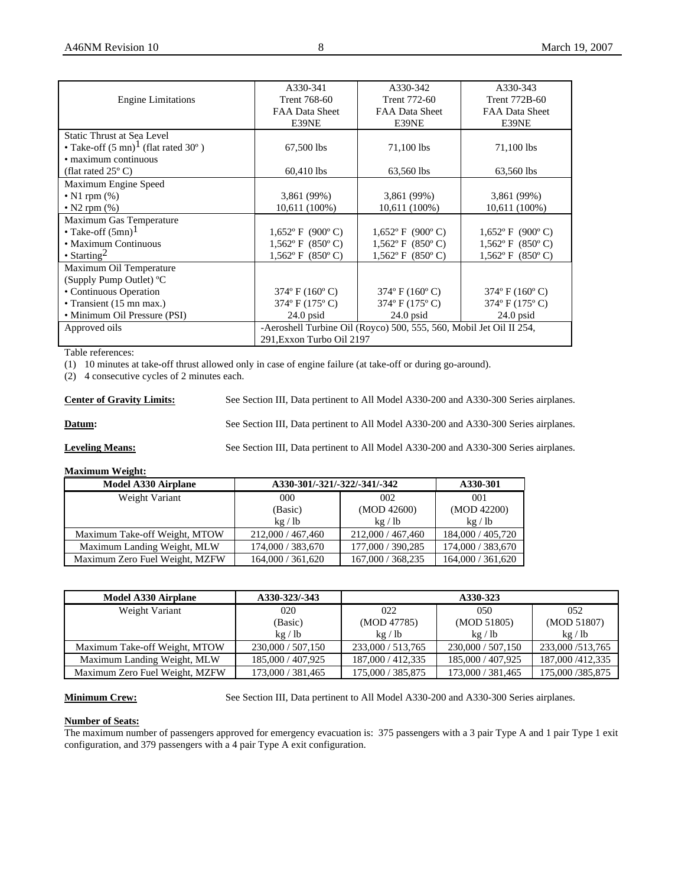| Engine Limitations | A330-341<br>Trent 768-60<br>FAA Data Sheet<br>E39NE | A330-342<br>Trent 772-60<br>FAA Data Sheet<br>E39NE | A330-343<br>Trent 772B-60<br>FAA Data Sheet<br>E39NE |
|---|---|---|---|
| Static Thrust at Sea Level<br>• Take-off (5 mn)[1] (flat rated 30º )<br>• maximum continuous<br>(flat rated 25º C) | <br>67,500 lbs<br><br>60,410 lbs | <br>71,100 lbs<br><br>63,560 lbs | <br>71,100 lbs<br><br>63,560 lbs |
| Maximum Engine Speed<br>• N1 rpm (%)<br>• N2 rpm (%) | <br>3,861 (99%)<br>10,611 (100%) | <br>3,861 (99%)<br>10,611 (100%) | <br>3,861 (99%)<br>10,611 (100%) |
| Maximum Gas Temperature<br>• Take-off (5mn)[1]<br>• Maximum Continuous<br>• Starting[2] | <br>1,652º F (900º C)<br>1,562º F (850º C)<br>1,562º F (850º C) | <br>1,652º F (900º C)<br>1,562º F (850º C)<br>1,562º F (850º C) | <br>1,652º F (900º C)<br>1,562º F (850º C)<br>1,562º F (850º C) |
| Maximum Oil Temperature<br>(Supply Pump Outlet) ºC<br>• Continuous Operation<br>• Transient (15 mn max.)<br>• Minimum Oil Pressure (PSI) | <br><br>374º F (160º C)<br>374º F (175º C)<br>24.0 psid | <br><br>374º F (160º C)<br>374º F (175º C)<br>24.0 psid | <br><br>374º F (160º C)<br>374º F (175º C)<br>24.0 psid |
| Approved oils | -Aeroshell Turbine Oil (Royco) 500, 555, 560, Mobil Jet Oil II 254, 291,Exxon Turbo Oil 2197 | | |

Table references:

(1) 10 minutes at take-off thrust allowed only in case of engine failure (at take-off or during go-around).

(2) 4 consecutive cycles of 2 minutes each.

**Center of Gravity Limits:** See Section III, Data pertinent to All Model A330-200 and A330-300 Series airplanes.

**Datum:** See Section III, Data pertinent to All Model A330-200 and A330-300 Series airplanes.

**Leveling Means:** See Section III, Data pertinent to All Model A330-200 and A330-300 Series airplanes.

**Maximum Weight:**

| Model A330 Airplane | A330-301/-321/-322/-341/-342 | | A330-301 |
|---|---|---|---|
| Weight Variant | 000<br>(Basic)<br>kg / lb | 002<br>(MOD 42600)<br>kg / lb | 001<br>(MOD 42200)<br>kg / lb |
| Maximum Take-off Weight, MTOW | 212,000 / 467,460 | 212,000 / 467,460 | 184,000 / 405,720 |
| Maximum Landing Weight, MLW | 174,000 / 383,670 | 177,000 / 390,285 | 174,000 / 383,670 |
| Maximum Zero Fuel Weight, MZFW | 164,000 / 361,620 | 167,000 / 368,235 | 164,000 / 361,620 |

| Model A330 Airplane | A330-323/-343 | A330-323 | | |
|---|---|---|---|---|
| Weight Variant | 020<br>(Basic)<br>kg / lb | 022<br>(MOD 47785)<br>kg / lb | 050<br>(MOD 51805)<br>kg / lb | 052<br>(MOD 51807)<br>kg / lb |
| Maximum Take-off Weight, MTOW | 230,000 / 507,150 | 233,000 / 513,765 | 230,000 / 507,150 | 233,000 /513,765 |
| Maximum Landing Weight, MLW | 185,000 / 407,925 | 187,000 / 412,335 | 185,000 / 407,925 | 187,000 /412,335 |
| Maximum Zero Fuel Weight, MZFW | 173,000 / 381,465 | 175,000 / 385,875 | 173,000 / 381,465 | 175,000 /385,875 |

**Minimum Crew:** See Section III, Data pertinent to All Model A330-200 and A330-300 Series airplanes.

**Number of Seats:**

The maximum number of passengers approved for emergency evacuation is: 375 passengers with a 3 pair Type A and 1 pair Type 1 exit configuration, and 379 passengers with a 4 pair Type A exit configuration.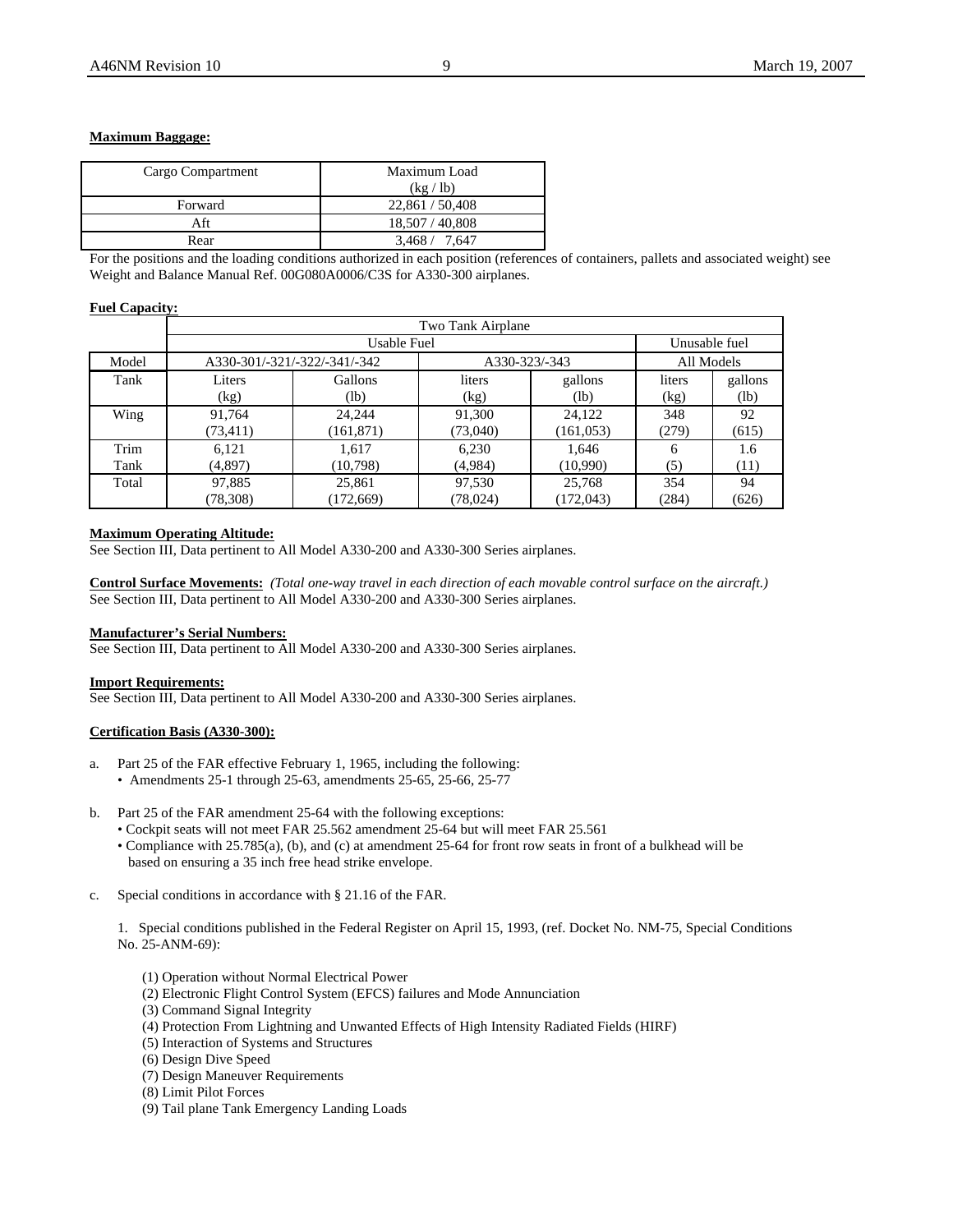**Maximum Baggage:**

| Cargo Compartment | Maximum Load (kg / lb) |
|---|---|
| Forward | 22,861 / 50,408 |
| Aft | 18,507 / 40,808 |
| Rear | 3,468 / 7,647 |

For the positions and the loading conditions authorized in each position (references of containers, pallets and associated weight) see Weight and Balance Manual Ref. 00G080A0006/C3S for A330-300 airplanes.

**Fuel Capacity:**

| | Two Tank Airplane | | | | | |
|---|---|---|---|---|---|---|
| | Usable Fuel | | | | Unusable fuel | |
| Model | A330-301/-321/-322/-341/-342 | | A330-323/-343 | | All Models | |
| Tank | Liters (kg) | Gallons (lb) | liters (kg) | gallons (lb) | liters (kg) | gallons (lb) |
| Wing | 91,764 (73,411) | 24,244 (161,871) | 91,300 (73,040) | 24,122 (161,053) | 348 (279) | 92 (615) |
| Trim Tank | 6,121 (4,897) | 1,617 (10,798) | 6,230 (4,984) | 1,646 (10,990) | 6 (5) | 1.6 (11) |
| Total | 97,885 (78,308) | 25,861 (172,669) | 97,530 (78,024) | 25,768 (172,043) | 354 (284) | 94 (626) |

**Maximum Operating Altitude:**
See Section III, Data pertinent to All Model A330-200 and A330-300 Series airplanes.

**Control Surface Movements:** *(Total one-way travel in each direction of each movable control surface on the aircraft.)*
See Section III, Data pertinent to All Model A330-200 and A330-300 Series airplanes.

**Manufacturer's Serial Numbers:**
See Section III, Data pertinent to All Model A330-200 and A330-300 Series airplanes.

**Import Requirements:**
See Section III, Data pertinent to All Model A330-200 and A330-300 Series airplanes.

**Certification Basis (A330-300):**

a. Part 25 of the FAR effective February 1, 1965, including the following:
   - Amendments 25-1 through 25-63, amendments 25-65, 25-66, 25-77

b. Part 25 of the FAR amendment 25-64 with the following exceptions:
   - Cockpit seats will not meet FAR 25.562 amendment 25-64 but will meet FAR 25.561
   - Compliance with 25.785(a), (b), and (c) at amendment 25-64 for front row seats in front of a bulkhead will be based on ensuring a 35 inch free head strike envelope.

c. Special conditions in accordance with § 21.16 of the FAR.

   1. Special conditions published in the Federal Register on April 15, 1993, (ref. Docket No. NM-75, Special Conditions No. 25-ANM-69):

      (1) Operation without Normal Electrical Power
      (2) Electronic Flight Control System (EFCS) failures and Mode Annunciation
      (3) Command Signal Integrity
      (4) Protection From Lightning and Unwanted Effects of High Intensity Radiated Fields (HIRF)
      (5) Interaction of Systems and Structures
      (6) Design Dive Speed
      (7) Design Maneuver Requirements
      (8) Limit Pilot Forces
      (9) Tail plane Tank Emergency Landing Loads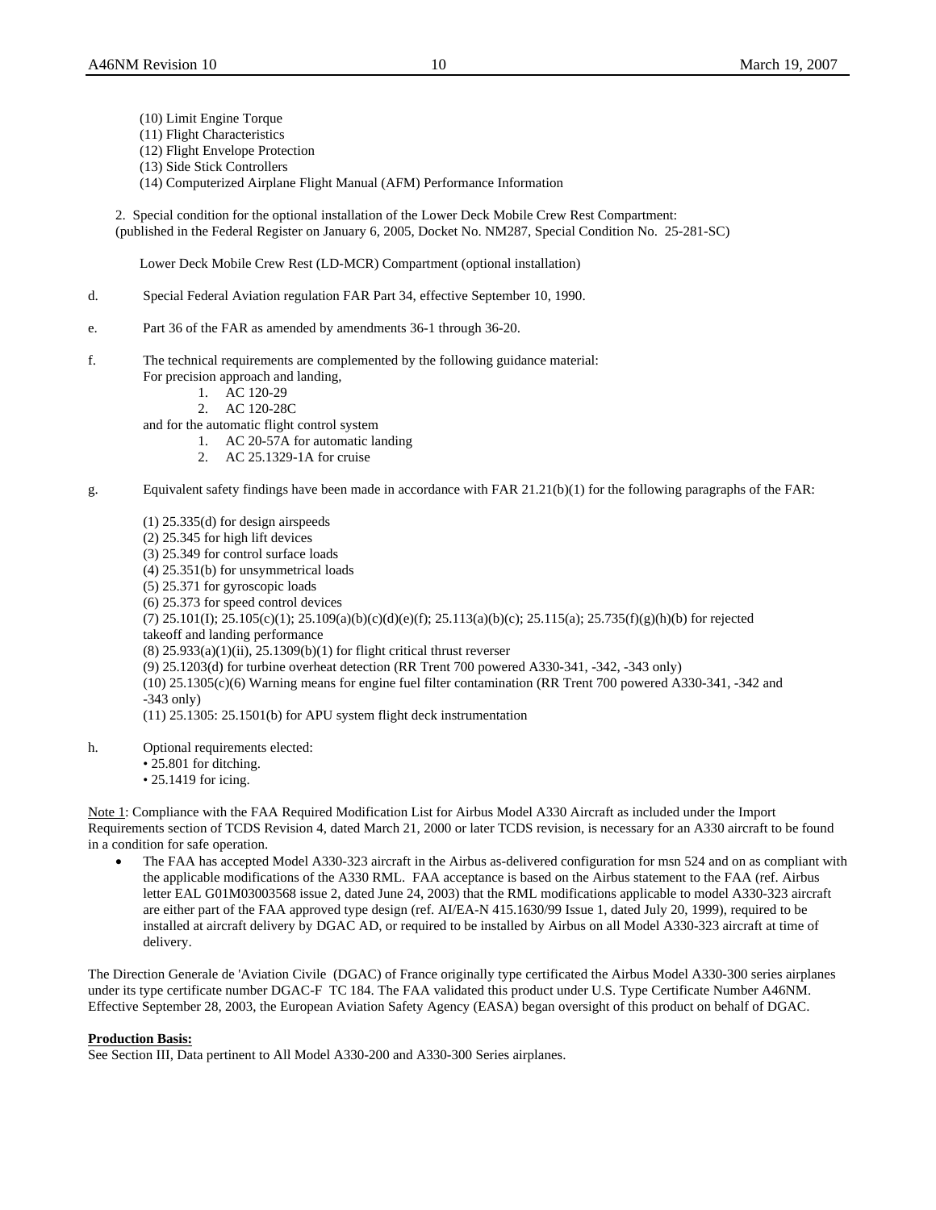(10) Limit Engine Torque
(11) Flight Characteristics
(12) Flight Envelope Protection
(13) Side Stick Controllers
(14) Computerized Airplane Flight Manual (AFM) Performance Information

2. Special condition for the optional installation of the Lower Deck Mobile Crew Rest Compartment:
(published in the Federal Register on January 6, 2005, Docket No. NM287, Special Condition No. 25-281-SC)

Lower Deck Mobile Crew Rest (LD-MCR) Compartment (optional installation)

d. Special Federal Aviation regulation FAR Part 34, effective September 10, 1990.

e. Part 36 of the FAR as amended by amendments 36-1 through 36-20.

f. The technical requirements are complemented by the following guidance material:
For precision approach and landing,
1. AC 120-29
2. AC 120-28C

and for the automatic flight control system
1. AC 20-57A for automatic landing
2. AC 25.1329-1A for cruise

g. Equivalent safety findings have been made in accordance with FAR 21.21(b)(1) for the following paragraphs of the FAR:

(1) 25.335(d) for design airspeeds
(2) 25.345 for high lift devices
(3) 25.349 for control surface loads
(4) 25.351(b) for unsymmetrical loads
(5) 25.371 for gyroscopic loads
(6) 25.373 for speed control devices
(7) 25.101(I); 25.105(c)(1); 25.109(a)(b)(c)(d)(e)(f); 25.113(a)(b)(c); 25.115(a); 25.735(f)(g)(h)(b) for rejected takeoff and landing performance
(8) 25.933(a)(1)(ii), 25.1309(b)(1) for flight critical thrust reverser
(9) 25.1203(d) for turbine overheat detection (RR Trent 700 powered A330-341, -342, -343 only)
(10) 25.1305(c)(6) Warning means for engine fuel filter contamination (RR Trent 700 powered A330-341, -342 and -343 only)
(11) 25.1305: 25.1501(b) for APU system flight deck instrumentation

h. Optional requirements elected:
• 25.801 for ditching.
• 25.1419 for icing.

Note 1: Compliance with the FAA Required Modification List for Airbus Model A330 Aircraft as included under the Import Requirements section of TCDS Revision 4, dated March 21, 2000 or later TCDS revision, is necessary for an A330 aircraft to be found in a condition for safe operation.

- The FAA has accepted Model A330-323 aircraft in the Airbus as-delivered configuration for msn 524 and on as compliant with the applicable modifications of the A330 RML. FAA acceptance is based on the Airbus statement to the FAA (ref. Airbus letter EAL G01M03003568 issue 2, dated June 24, 2003) that the RML modifications applicable to model A330-323 aircraft are either part of the FAA approved type design (ref. AI/EA-N 415.1630/99 Issue 1, dated July 20, 1999), required to be installed at aircraft delivery by DGAC AD, or required to be installed by Airbus on all Model A330-323 aircraft at time of delivery.

The Direction Generale de 'Aviation Civile (DGAC) of France originally type certificated the Airbus Model A330-300 series airplanes under its type certificate number DGAC-F TC 184. The FAA validated this product under U.S. Type Certificate Number A46NM. Effective September 28, 2003, the European Aviation Safety Agency (EASA) began oversight of this product on behalf of DGAC.

**Production Basis:**
See Section III, Data pertinent to All Model A330-200 and A330-300 Series airplanes.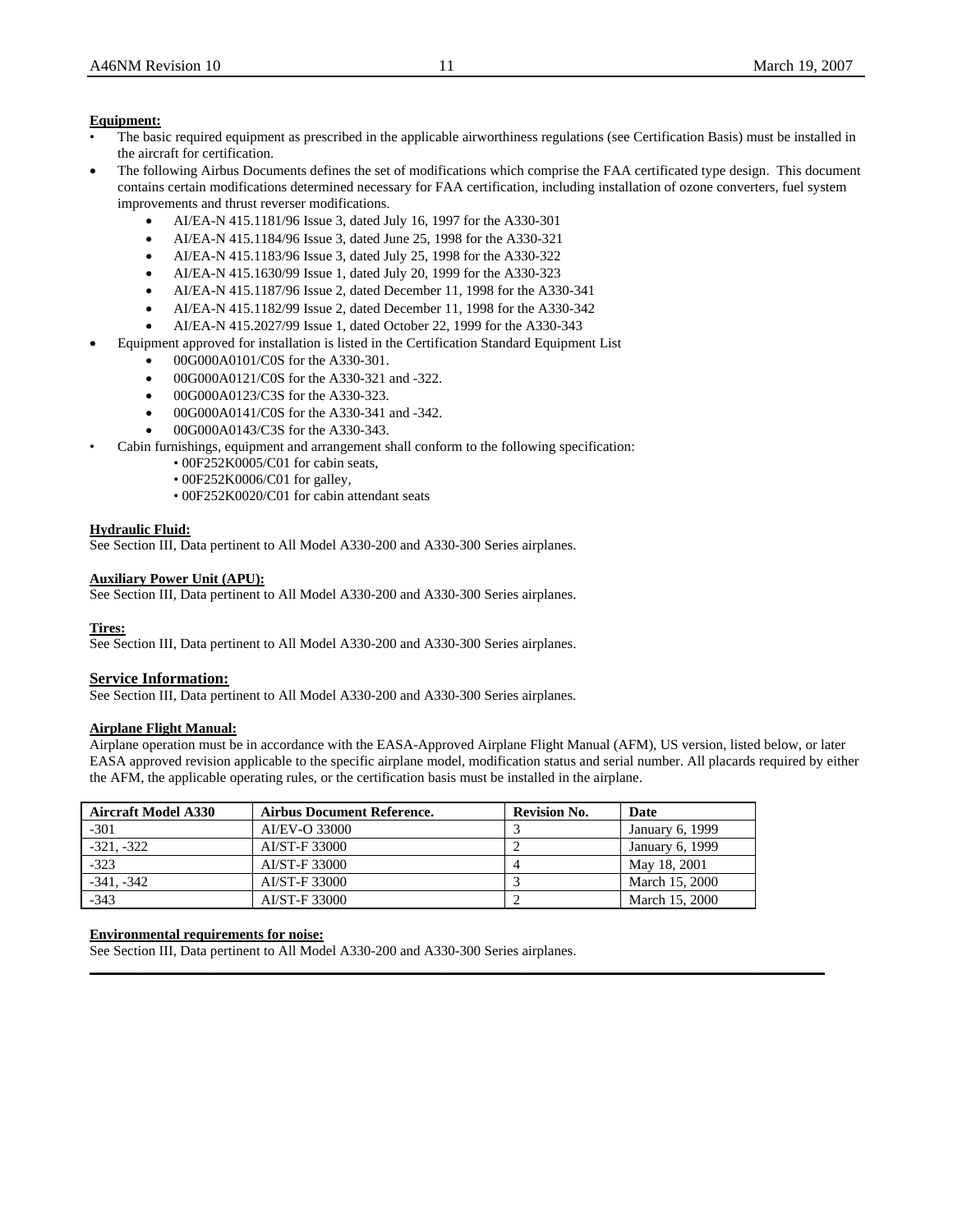**Equipment:**

- The basic required equipment as prescribed in the applicable airworthiness regulations (see Certification Basis) must be installed in the aircraft for certification.
- The following Airbus Documents defines the set of modifications which comprise the FAA certificated type design. This document contains certain modifications determined necessary for FAA certification, including installation of ozone converters, fuel system improvements and thrust reverser modifications.
  - AI/EA-N 415.1181/96 Issue 3, dated July 16, 1997 for the A330-301
  - AI/EA-N 415.1184/96 Issue 3, dated June 25, 1998 for the A330-321
  - AI/EA-N 415.1183/96 Issue 3, dated July 25, 1998 for the A330-322
  - AI/EA-N 415.1630/99 Issue 1, dated July 20, 1999 for the A330-323
  - AI/EA-N 415.1187/96 Issue 2, dated December 11, 1998 for the A330-341
  - AI/EA-N 415.1182/99 Issue 2, dated December 11, 1998 for the A330-342
  - AI/EA-N 415.2027/99 Issue 1, dated October 22, 1999 for the A330-343
- Equipment approved for installation is listed in the Certification Standard Equipment List
  - 00G000A0101/C0S for the A330-301.
  - 00G000A0121/C0S for the A330-321 and -322.
  - 00G000A0123/C3S for the A330-323.
  - 00G000A0141/C0S for the A330-341 and -342.
  - 00G000A0143/C3S for the A330-343.
- Cabin furnishings, equipment and arrangement shall conform to the following specification:
  - 00F252K0005/C01 for cabin seats,
  - 00F252K0006/C01 for galley,
  - 00F252K0020/C01 for cabin attendant seats

**Hydraulic Fluid:**

See Section III, Data pertinent to All Model A330-200 and A330-300 Series airplanes.

**Auxiliary Power Unit (APU):**

See Section III, Data pertinent to All Model A330-200 and A330-300 Series airplanes.

**Tires:**

See Section III, Data pertinent to All Model A330-200 and A330-300 Series airplanes.

**Service Information:**

See Section III, Data pertinent to All Model A330-200 and A330-300 Series airplanes.

**Airplane Flight Manual:**

Airplane operation must be in accordance with the EASA-Approved Airplane Flight Manual (AFM), US version, listed below, or later EASA approved revision applicable to the specific airplane model, modification status and serial number. All placards required by either the AFM, the applicable operating rules, or the certification basis must be installed in the airplane.

| Aircraft Model A330 | Airbus Document Reference. | Revision No. | Date |
|---|---|---|---|
| -301 | AI/EV-O 33000 | 3 | January 6, 1999 |
| -321, -322 | AI/ST-F 33000 | 2 | January 6, 1999 |
| -323 | AI/ST-F 33000 | 4 | May 18, 2001 |
| -341, -342 | AI/ST-F 33000 | 3 | March 15, 2000 |
| -343 | AI/ST-F 33000 | 2 | March 15, 2000 |

**Environmental requirements for noise:**

See Section III, Data pertinent to All Model A330-200 and A330-300 Series airplanes.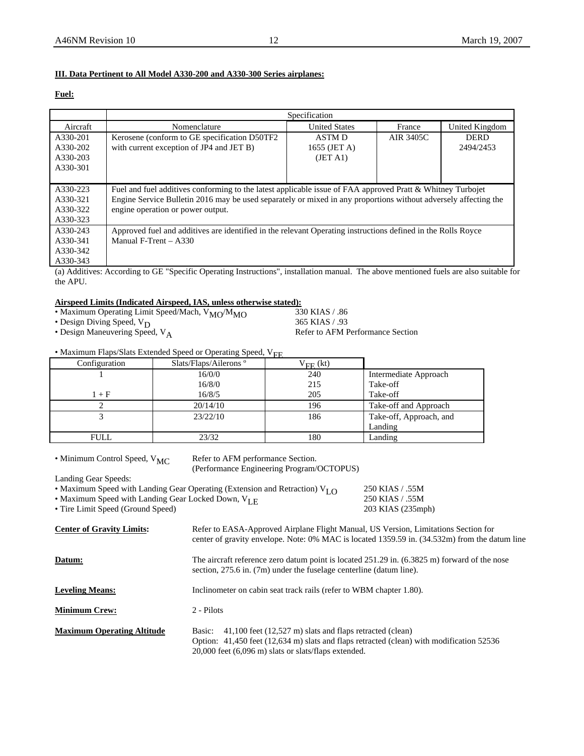**III. Data Pertinent to All Model A330-200 and A330-300 Series airplanes:**

**Fuel:**

| | Specification | | | |
|---|---|---|---|---|
| Aircraft | Nomenclature | United States | France | United Kingdom |
| A330-201<br>A330-202<br>A330-203<br>A330-301 | Kerosene (conform to GE specification D50TF2 with current exception of JP4 and JET B) | ASTM D 1655 (JET A) (JET A1) | AIR 3405C | DERD 2494/2453 |
| A330-223<br>A330-321<br>A330-322<br>A330-323 | Fuel and fuel additives conforming to the latest applicable issue of FAA approved Pratt & Whitney Turbojet Engine Service Bulletin 2016 may be used separately or mixed in any proportions without adversely affecting the engine operation or power output. | | | |
| A330-243<br>A330-341<br>A330-342<br>A330-343 | Approved fuel and additives are identified in the relevant Operating instructions defined in the Rolls Royce Manual F-Trent – A330 | | | |

(a) Additives: According to GE "Specific Operating Instructions", installation manual. The above mentioned fuels are also suitable for the APU.

**Airspeed Limits (Indicated Airspeed, IAS, unless otherwise stated):**

- Maximum Operating Limit Speed/Mach, $V_{MO}/M_{MO}$ — 330 KIAS / .86
- Design Diving Speed, $V_D$ — 365 KIAS / .93
- Design Maneuvering Speed, $V_A$ — Refer to AFM Performance Section

- Maximum Flaps/Slats Extended Speed or Operating Speed, $V_{FE}$

| Configuration | Slats/Flaps/Ailerons ° | $V_{FE}$ (kt) | |
|---|---|---|---|
| 1 | 16/0/0 | 240 | Intermediate Approach |
| | 16/8/0 | 215 | Take-off |
| 1 + F | 16/8/5 | 205 | Take-off |
| 2 | 20/14/10 | 196 | Take-off and Approach |
| 3 | 23/22/10 | 186 | Take-off, Approach, and Landing |
| FULL | 23/32 | 180 | Landing |

- Minimum Control Speed, $V_{MC}$ — Refer to AFM performance Section. (Performance Engineering Program/OCTOPUS)

Landing Gear Speeds:

- Maximum Speed with Landing Gear Operating (Extension and Retraction) $V_{LO}$ — 250 KIAS / .55M
- Maximum Speed with Landing Gear Locked Down, $V_{LE}$ — 250 KIAS / .55M
- Tire Limit Speed (Ground Speed) — 203 KIAS (235mph)

**Center of Gravity Limits:** Refer to EASA-Approved Airplane Flight Manual, US Version, Limitations Section for center of gravity envelope. Note: 0% MAC is located 1359.59 in. (34.532m) from the datum line

**Datum:** The aircraft reference zero datum point is located 251.29 in. (6.3825 m) forward of the nose section, 275.6 in. (7m) under the fuselage centerline (datum line).

**Leveling Means:** Inclinometer on cabin seat track rails (refer to WBM chapter 1.80).

**Minimum Crew:** 2 - Pilots

**Maximum Operating Altitude**
Basic: 41,100 feet (12,527 m) slats and flaps retracted (clean)
Option: 41,450 feet (12,634 m) slats and flaps retracted (clean) with modification 52536
20,000 feet (6,096 m) slats or slats/flaps extended.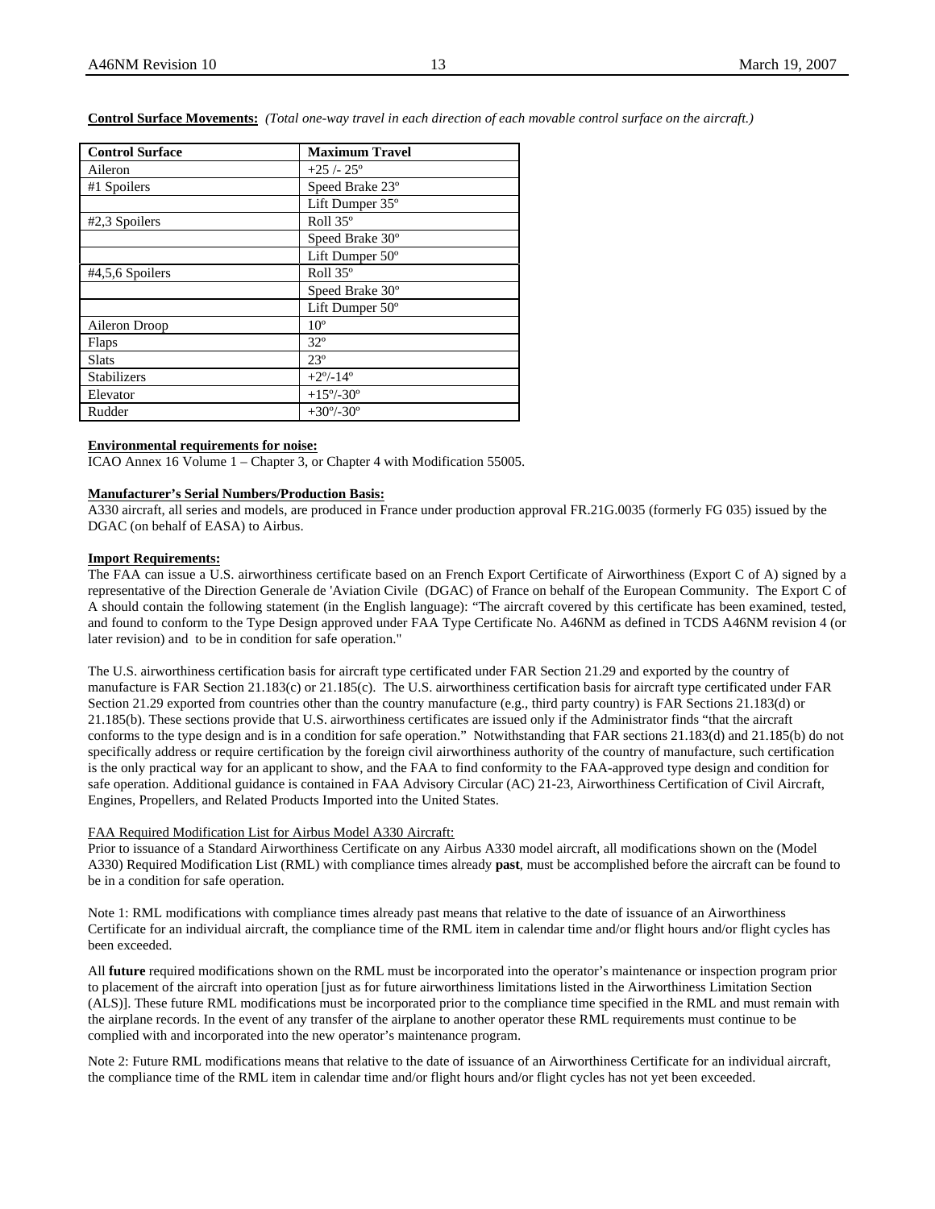**Control Surface Movements:** *(Total one-way travel in each direction of each movable control surface on the aircraft.)*

| Control Surface | Maximum Travel |
|---|---|
| Aileron | +25 /- 25º |
| #1 Spoilers | Speed Brake 23º |
| | Lift Dumper 35º |
| #2,3 Spoilers | Roll 35º |
| | Speed Brake 30º |
| | Lift Dumper 50º |
| #4,5,6 Spoilers | Roll 35º |
| | Speed Brake 30º |
| | Lift Dumper 50º |
| Aileron Droop | 10º |
| Flaps | 32º |
| Slats | 23º |
| Stabilizers | +2º/-14º |
| Elevator | +15º/-30º |
| Rudder | +30º/-30º |

**Environmental requirements for noise:**
ICAO Annex 16 Volume 1 – Chapter 3, or Chapter 4 with Modification 55005.

**Manufacturer's Serial Numbers/Production Basis:**
A330 aircraft, all series and models, are produced in France under production approval FR.21G.0035 (formerly FG 035) issued by the DGAC (on behalf of EASA) to Airbus.

**Import Requirements:**
The FAA can issue a U.S. airworthiness certificate based on an French Export Certificate of Airworthiness (Export C of A) signed by a representative of the Direction Generale de 'Aviation Civile (DGAC) of France on behalf of the European Community. The Export C of A should contain the following statement (in the English language): "The aircraft covered by this certificate has been examined, tested, and found to conform to the Type Design approved under FAA Type Certificate No. A46NM as defined in TCDS A46NM revision 4 (or later revision) and to be in condition for safe operation."

The U.S. airworthiness certification basis for aircraft type certificated under FAR Section 21.29 and exported by the country of manufacture is FAR Section 21.183(c) or 21.185(c). The U.S. airworthiness certification basis for aircraft type certificated under FAR Section 21.29 exported from countries other than the country manufacture (e.g., third party country) is FAR Sections 21.183(d) or 21.185(b). These sections provide that U.S. airworthiness certificates are issued only if the Administrator finds "that the aircraft conforms to the type design and is in a condition for safe operation." Notwithstanding that FAR sections 21.183(d) and 21.185(b) do not specifically address or require certification by the foreign civil airworthiness authority of the country of manufacture, such certification is the only practical way for an applicant to show, and the FAA to find conformity to the FAA-approved type design and condition for safe operation. Additional guidance is contained in FAA Advisory Circular (AC) 21-23, Airworthiness Certification of Civil Aircraft, Engines, Propellers, and Related Products Imported into the United States.

FAA Required Modification List for Airbus Model A330 Aircraft:
Prior to issuance of a Standard Airworthiness Certificate on any Airbus A330 model aircraft, all modifications shown on the (Model A330) Required Modification List (RML) with compliance times already **past**, must be accomplished before the aircraft can be found to be in a condition for safe operation.

Note 1: RML modifications with compliance times already past means that relative to the date of issuance of an Airworthiness Certificate for an individual aircraft, the compliance time of the RML item in calendar time and/or flight hours and/or flight cycles has been exceeded.

All **future** required modifications shown on the RML must be incorporated into the operator's maintenance or inspection program prior to placement of the aircraft into operation [just as for future airworthiness limitations listed in the Airworthiness Limitation Section (ALS)]. These future RML modifications must be incorporated prior to the compliance time specified in the RML and must remain with the airplane records. In the event of any transfer of the airplane to another operator these RML requirements must continue to be complied with and incorporated into the new operator's maintenance program.

Note 2: Future RML modifications means that relative to the date of issuance of an Airworthiness Certificate for an individual aircraft, the compliance time of the RML item in calendar time and/or flight hours and/or flight cycles has not yet been exceeded.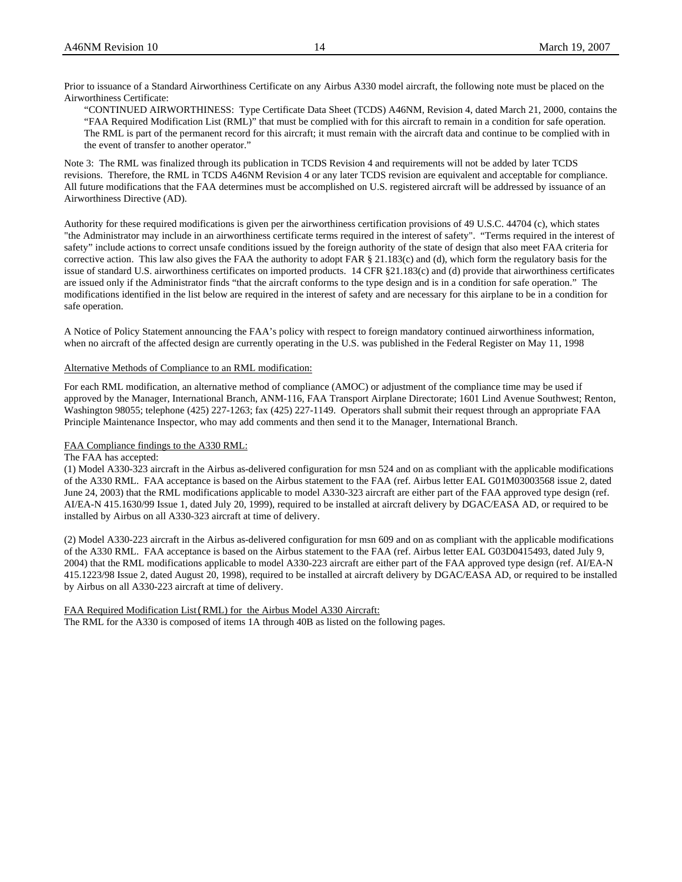Prior to issuance of a Standard Airworthiness Certificate on any Airbus A330 model aircraft, the following note must be placed on the Airworthiness Certificate:

> "CONTINUED AIRWORTHINESS: Type Certificate Data Sheet (TCDS) A46NM, Revision 4, dated March 21, 2000, contains the "FAA Required Modification List (RML)" that must be complied with for this aircraft to remain in a condition for safe operation. The RML is part of the permanent record for this aircraft; it must remain with the aircraft data and continue to be complied with in the event of transfer to another operator."

Note 3: The RML was finalized through its publication in TCDS Revision 4 and requirements will not be added by later TCDS revisions. Therefore, the RML in TCDS A46NM Revision 4 or any later TCDS revision are equivalent and acceptable for compliance. All future modifications that the FAA determines must be accomplished on U.S. registered aircraft will be addressed by issuance of an Airworthiness Directive (AD).

Authority for these required modifications is given per the airworthiness certification provisions of 49 U.S.C. 44704 (c), which states "the Administrator may include in an airworthiness certificate terms required in the interest of safety". "Terms required in the interest of safety" include actions to correct unsafe conditions issued by the foreign authority of the state of design that also meet FAA criteria for corrective action. This law also gives the FAA the authority to adopt FAR § 21.183(c) and (d), which form the regulatory basis for the issue of standard U.S. airworthiness certificates on imported products. 14 CFR §21.183(c) and (d) provide that airworthiness certificates are issued only if the Administrator finds "that the aircraft conforms to the type design and is in a condition for safe operation." The modifications identified in the list below are required in the interest of safety and are necessary for this airplane to be in a condition for safe operation.

A Notice of Policy Statement announcing the FAA's policy with respect to foreign mandatory continued airworthiness information, when no aircraft of the affected design are currently operating in the U.S. was published in the Federal Register on May 11, 1998

Alternative Methods of Compliance to an RML modification:

For each RML modification, an alternative method of compliance (AMOC) or adjustment of the compliance time may be used if approved by the Manager, International Branch, ANM-116, FAA Transport Airplane Directorate; 1601 Lind Avenue Southwest; Renton, Washington 98055; telephone (425) 227-1263; fax (425) 227-1149. Operators shall submit their request through an appropriate FAA Principle Maintenance Inspector, who may add comments and then send it to the Manager, International Branch.

FAA Compliance findings to the A330 RML:

The FAA has accepted:

(1) Model A330-323 aircraft in the Airbus as-delivered configuration for msn 524 and on as compliant with the applicable modifications of the A330 RML. FAA acceptance is based on the Airbus statement to the FAA (ref. Airbus letter EAL G01M03003568 issue 2, dated June 24, 2003) that the RML modifications applicable to model A330-323 aircraft are either part of the FAA approved type design (ref. AI/EA-N 415.1630/99 Issue 1, dated July 20, 1999), required to be installed at aircraft delivery by DGAC/EASA AD, or required to be installed by Airbus on all A330-323 aircraft at time of delivery.

(2) Model A330-223 aircraft in the Airbus as-delivered configuration for msn 609 and on as compliant with the applicable modifications of the A330 RML. FAA acceptance is based on the Airbus statement to the FAA (ref. Airbus letter EAL G03D0415493, dated July 9, 2004) that the RML modifications applicable to model A330-223 aircraft are either part of the FAA approved type design (ref. AI/EA-N 415.1223/98 Issue 2, dated August 20, 1998), required to be installed at aircraft delivery by DGAC/EASA AD, or required to be installed by Airbus on all A330-223 aircraft at time of delivery.

FAA Required Modification List (RML) for the Airbus Model A330 Aircraft:

The RML for the A330 is composed of items 1A through 40B as listed on the following pages.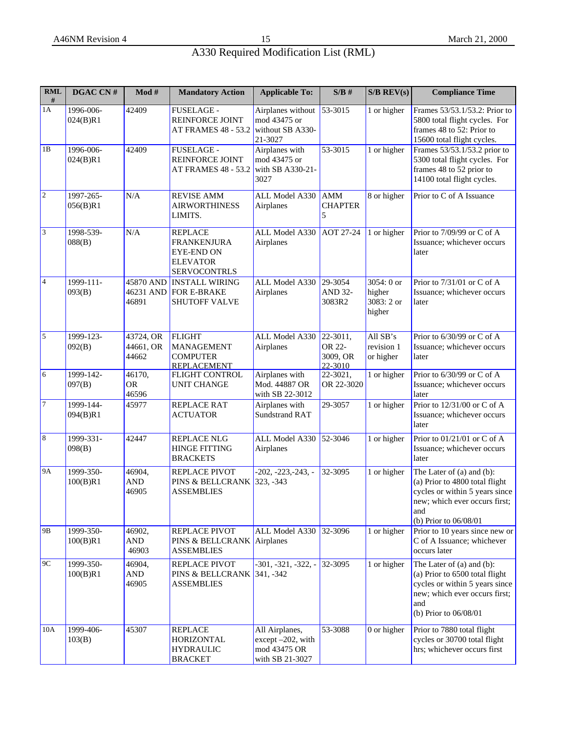# A330 Required Modification List (RML)

| RML # | DGAC CN # | Mod # | Mandatory Action | Applicable To: | S/B # | S/B REV(s) | Compliance Time |
|---|---|---|---|---|---|---|---|
| 1A | 1996-006-024(B)R1 | 42409 | FUSELAGE - REINFORCE JOINT AT FRAMES 48 - 53.2 | Airplanes without mod 43475 or without SB A330-21-3027 | 53-3015 | 1 or higher | Frames 53/53.1/53.2: Prior to 5800 total flight cycles. For frames 48 to 52: Prior to 15600 total flight cycles. |
| 1B | 1996-006-024(B)R1 | 42409 | FUSELAGE - REINFORCE JOINT AT FRAMES 48 - 53.2 | Airplanes with mod 43475 or with SB A330-21-3027 | 53-3015 | 1 or higher | Frames 53/53.1/53.2 prior to 5300 total flight cycles. For frames 48 to 52 prior to 14100 total flight cycles. |
| 2 | 1997-265-056(B)R1 | N/A | REVISE AMM AIRWORTHINESS LIMITS. | ALL Model A330 Airplanes | AMM CHAPTER 5 | 8 or higher | Prior to C of A Issuance |
| 3 | 1998-539-088(B) | N/A | REPLACE FRANKENJURA EYE-END ON ELEVATOR SERVOCONTRLS | ALL Model A330 Airplanes | AOT 27-24 | 1 or higher | Prior to 7/09/99 or C of A Issuance; whichever occurs later |
| 4 | 1999-111-093(B) | 45870 AND 46231 AND 46891 | INSTALL WIRING FOR E-BRAKE SHUTOFF VALVE | ALL Model A330 Airplanes | 29-3054 AND 32-3083R2 | 3054: 0 or higher 3083: 2 or higher | Prior to 7/31/01 or C of A Issuance; whichever occurs later |
| 5 | 1999-123-092(B) | 43724, OR 44661, OR 44662 | FLIGHT MANAGEMENT COMPUTER REPLACEMENT | ALL Model A330 Airplanes | 22-3011, OR 22-3009, OR 22-3010 | All SB's revision 1 or higher | Prior to 6/30/99 or C of A Issuance; whichever occurs later |
| 6 | 1999-142-097(B) | 46170, OR 46596 | FLIGHT CONTROL UNIT CHANGE | Airplanes with Mod. 44887 OR with SB 22-3012 | 22-3021, OR 22-3020 | 1 or higher | Prior to 6/30/99 or C of A Issuance; whichever occurs later |
| 7 | 1999-144-094(B)R1 | 45977 | REPLACE RAT ACTUATOR | Airplanes with Sundstrand RAT | 29-3057 | 1 or higher | Prior to 12/31/00 or C of A Issuance; whichever occurs later |
| 8 | 1999-331-098(B) | 42447 | REPLACE NLG HINGE FITTING BRACKETS | ALL Model A330 Airplanes | 52-3046 | 1 or higher | Prior to 01/21/01 or C of A Issuance; whichever occurs later |
| 9A | 1999-350-100(B)R1 | 46904, AND 46905 | REPLACE PIVOT PINS & BELLCRANK ASSEMBLIES | -202, -223,-243, -323, -343 | 32-3095 | 1 or higher | The Later of (a) and (b): (a) Prior to 4800 total flight cycles or within 5 years since new; which ever occurs first; and (b) Prior to 06/08/01 |
| 9B | 1999-350-100(B)R1 | 46902, AND 46903 | REPLACE PIVOT PINS & BELLCRANK ASSEMBLIES | ALL Model A330 Airplanes | 32-3096 | 1 or higher | Prior to 10 years since new or C of A Issuance; whichever occurs later |
| 9C | 1999-350-100(B)R1 | 46904, AND 46905 | REPLACE PIVOT PINS & BELLCRANK ASSEMBLIES | -301, -321, -322, -341, -342 | 32-3095 | 1 or higher | The Later of (a) and (b): (a) Prior to 6500 total flight cycles or within 5 years since new; which ever occurs first; and (b) Prior to 06/08/01 |
| 10A | 1999-406-103(B) | 45307 | REPLACE HORIZONTAL HYDRAULIC BRACKET | All Airplanes, except –202, with mod 43475 OR with SB 21-3027 | 53-3088 | 0 or higher | Prior to 7880 total flight cycles or 30700 total flight hrs; whichever occurs first |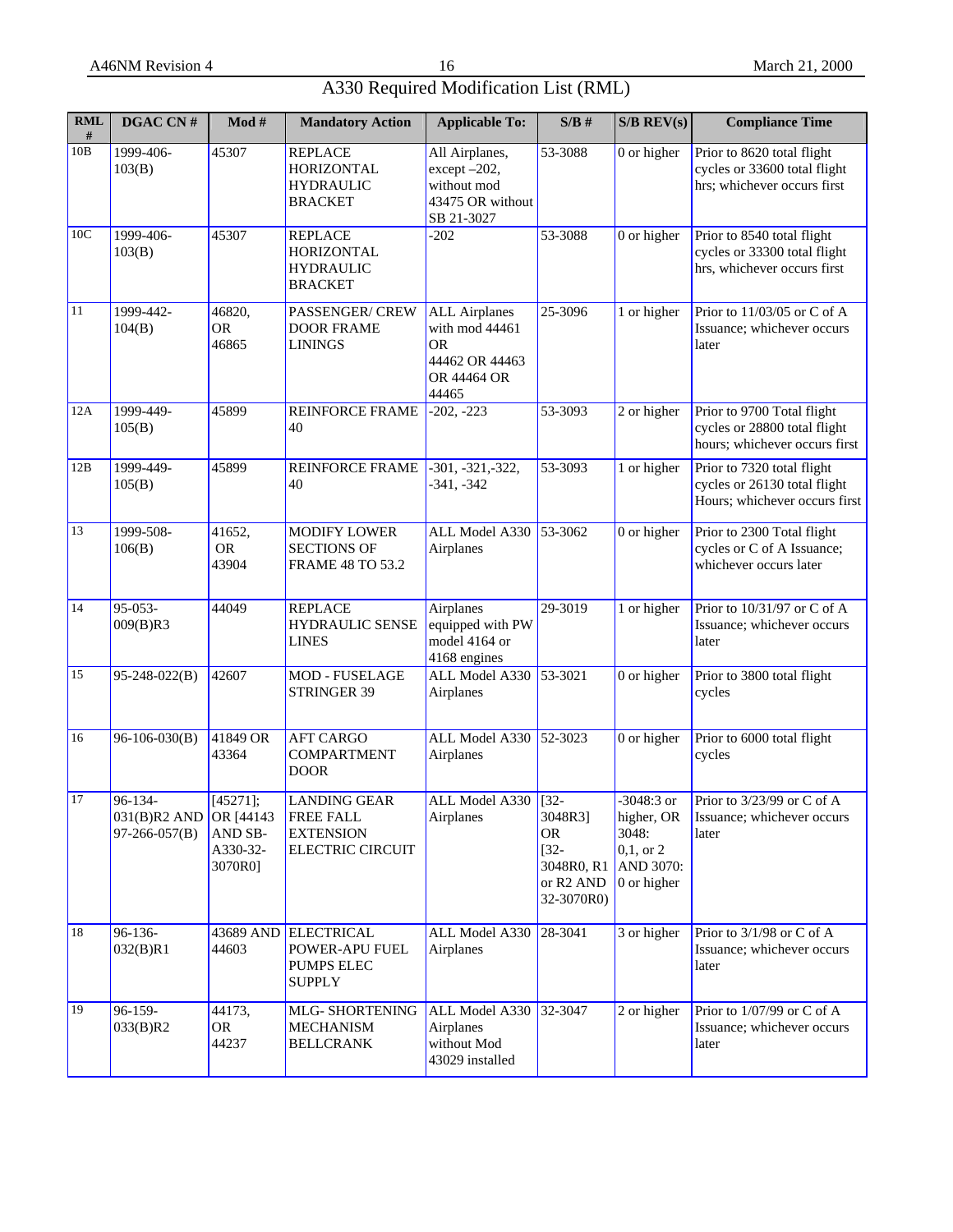# A330 Required Modification List (RML)

| RML # | DGAC CN # | Mod # | Mandatory Action | Applicable To: | S/B # | S/B REV(s) | Compliance Time |
|---|---|---|---|---|---|---|---|
| 10B | 1999-406-103(B) | 45307 | REPLACE HORIZONTAL HYDRAULIC BRACKET | All Airplanes, except –202, without mod 43475 OR without SB 21-3027 | 53-3088 | 0 or higher | Prior to 8620 total flight cycles or 33600 total flight hrs; whichever occurs first |
| 10C | 1999-406-103(B) | 45307 | REPLACE HORIZONTAL HYDRAULIC BRACKET | -202 | 53-3088 | 0 or higher | Prior to 8540 total flight cycles or 33300 total flight hrs, whichever occurs first |
| 11 | 1999-442-104(B) | 46820, OR 46865 | PASSENGER/ CREW DOOR FRAME LININGS | ALL Airplanes with mod 44461 OR 44462 OR 44463 OR 44464 OR 44465 | 25-3096 | 1 or higher | Prior to 11/03/05 or C of A Issuance; whichever occurs later |
| 12A | 1999-449-105(B) | 45899 | REINFORCE FRAME 40 | -202, -223 | 53-3093 | 2 or higher | Prior to 9700 Total flight cycles or 28800 total flight hours; whichever occurs first |
| 12B | 1999-449-105(B) | 45899 | REINFORCE FRAME 40 | -301, -321,-322, -341, -342 | 53-3093 | 1 or higher | Prior to 7320 total flight cycles or 26130 total flight Hours; whichever occurs first |
| 13 | 1999-508-106(B) | 41652, OR 43904 | MODIFY LOWER SECTIONS OF FRAME 48 TO 53.2 | ALL Model A330 Airplanes | 53-3062 | 0 or higher | Prior to 2300 Total flight cycles or C of A Issuance; whichever occurs later |
| 14 | 95-053-009(B)R3 | 44049 | REPLACE HYDRAULIC SENSE LINES | Airplanes equipped with PW model 4164 or 4168 engines | 29-3019 | 1 or higher | Prior to 10/31/97 or C of A Issuance; whichever occurs later |
| 15 | 95-248-022(B) | 42607 | MOD - FUSELAGE STRINGER 39 | ALL Model A330 Airplanes | 53-3021 | 0 or higher | Prior to 3800 total flight cycles |
| 16 | 96-106-030(B) | 41849 OR 43364 | AFT CARGO COMPARTMENT DOOR | ALL Model A330 Airplanes | 52-3023 | 0 or higher | Prior to 6000 total flight cycles |
| 17 | 96-134-031(B)R2 AND 97-266-057(B) | [45271]; OR [44143 AND SB-A330-32-3070R0] | LANDING GEAR FREE FALL EXTENSION ELECTRIC CIRCUIT | ALL Model A330 Airplanes | [32-3048R3] OR [32-3048R0, R1 or R2 AND 32-3070R0) | -3048:3 or higher, OR 3048: 0,1, or 2 AND 3070: 0 or higher | Prior to 3/23/99 or C of A Issuance; whichever occurs later |
| 18 | 96-136-032(B)R1 | 43689 AND 44603 | ELECTRICAL POWER-APU FUEL PUMPS ELEC SUPPLY | ALL Model A330 Airplanes | 28-3041 | 3 or higher | Prior to 3/1/98 or C of A Issuance; whichever occurs later |
| 19 | 96-159-033(B)R2 | 44173, OR 44237 | MLG- SHORTENING MECHANISM BELLCRANK | ALL Model A330 Airplanes without Mod 43029 installed | 32-3047 | 2 or higher | Prior to 1/07/99 or C of A Issuance; whichever occurs later |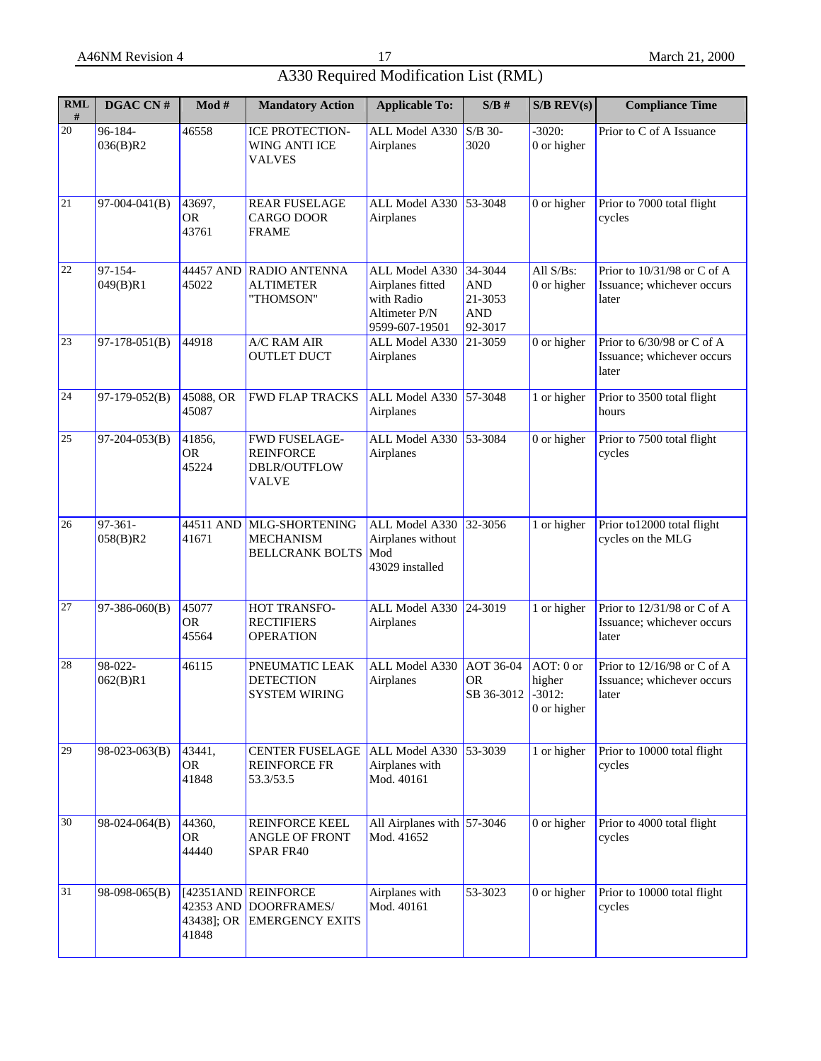# A330 Required Modification List (RML)

| RML # | DGAC CN # | Mod # | Mandatory Action | Applicable To: | S/B # | S/B REV(s) | Compliance Time |
|---|---|---|---|---|---|---|---|
| 20 | 96-184-036(B)R2 | 46558 | ICE PROTECTION-WING ANTI ICE VALVES | ALL Model A330 Airplanes | S/B 30-3020 | -3020: 0 or higher | Prior to C of A Issuance |
| 21 | 97-004-041(B) | 43697, OR 43761 | REAR FUSELAGE CARGO DOOR FRAME | ALL Model A330 Airplanes | 53-3048 | 0 or higher | Prior to 7000 total flight cycles |
| 22 | 97-154-049(B)R1 | 44457 AND 45022 | RADIO ANTENNA ALTIMETER "THOMSON" | ALL Model A330 Airplanes fitted with Radio Altimeter P/N 9599-607-19501 | 34-3044 AND 21-3053 AND 92-3017 | All S/Bs: 0 or higher | Prior to 10/31/98 or C of A Issuance; whichever occurs later |
| 23 | 97-178-051(B) | 44918 | A/C RAM AIR OUTLET DUCT | ALL Model A330 Airplanes | 21-3059 | 0 or higher | Prior to 6/30/98 or C of A Issuance; whichever occurs later |
| 24 | 97-179-052(B) | 45088, OR 45087 | FWD FLAP TRACKS | ALL Model A330 Airplanes | 57-3048 | 1 or higher | Prior to 3500 total flight hours |
| 25 | 97-204-053(B) | 41856, OR 45224 | FWD FUSELAGE-REINFORCE DBLR/OUTFLOW VALVE | ALL Model A330 Airplanes | 53-3084 | 0 or higher | Prior to 7500 total flight cycles |
| 26 | 97-361-058(B)R2 | 44511 AND 41671 | MLG-SHORTENING MECHANISM BELLCRANK BOLTS | ALL Model A330 Airplanes without Mod 43029 installed | 32-3056 | 1 or higher | Prior to12000 total flight cycles on the MLG |
| 27 | 97-386-060(B) | 45077 OR 45564 | HOT TRANSFO-RECTIFIERS OPERATION | ALL Model A330 Airplanes | 24-3019 | 1 or higher | Prior to 12/31/98 or C of A Issuance; whichever occurs later |
| 28 | 98-022-062(B)R1 | 46115 | PNEUMATIC LEAK DETECTION SYSTEM WIRING | ALL Model A330 Airplanes | AOT 36-04 OR SB 36-3012 | AOT: 0 or higher -3012: 0 or higher | Prior to 12/16/98 or C of A Issuance; whichever occurs later |
| 29 | 98-023-063(B) | 43441, OR 41848 | CENTER FUSELAGE REINFORCE FR 53.3/53.5 | ALL Model A330 Airplanes with Mod. 40161 | 53-3039 | 1 or higher | Prior to 10000 total flight cycles |
| 30 | 98-024-064(B) | 44360, OR 44440 | REINFORCE KEEL ANGLE OF FRONT SPAR FR40 | All Airplanes with Mod. 41652 | 57-3046 | 0 or higher | Prior to 4000 total flight cycles |
| 31 | 98-098-065(B) | [42351AND 42353 AND 43438]; OR 41848 | REINFORCE DOORFRAMES/ EMERGENCY EXITS | Airplanes with Mod. 40161 | 53-3023 | 0 or higher | Prior to 10000 total flight cycles |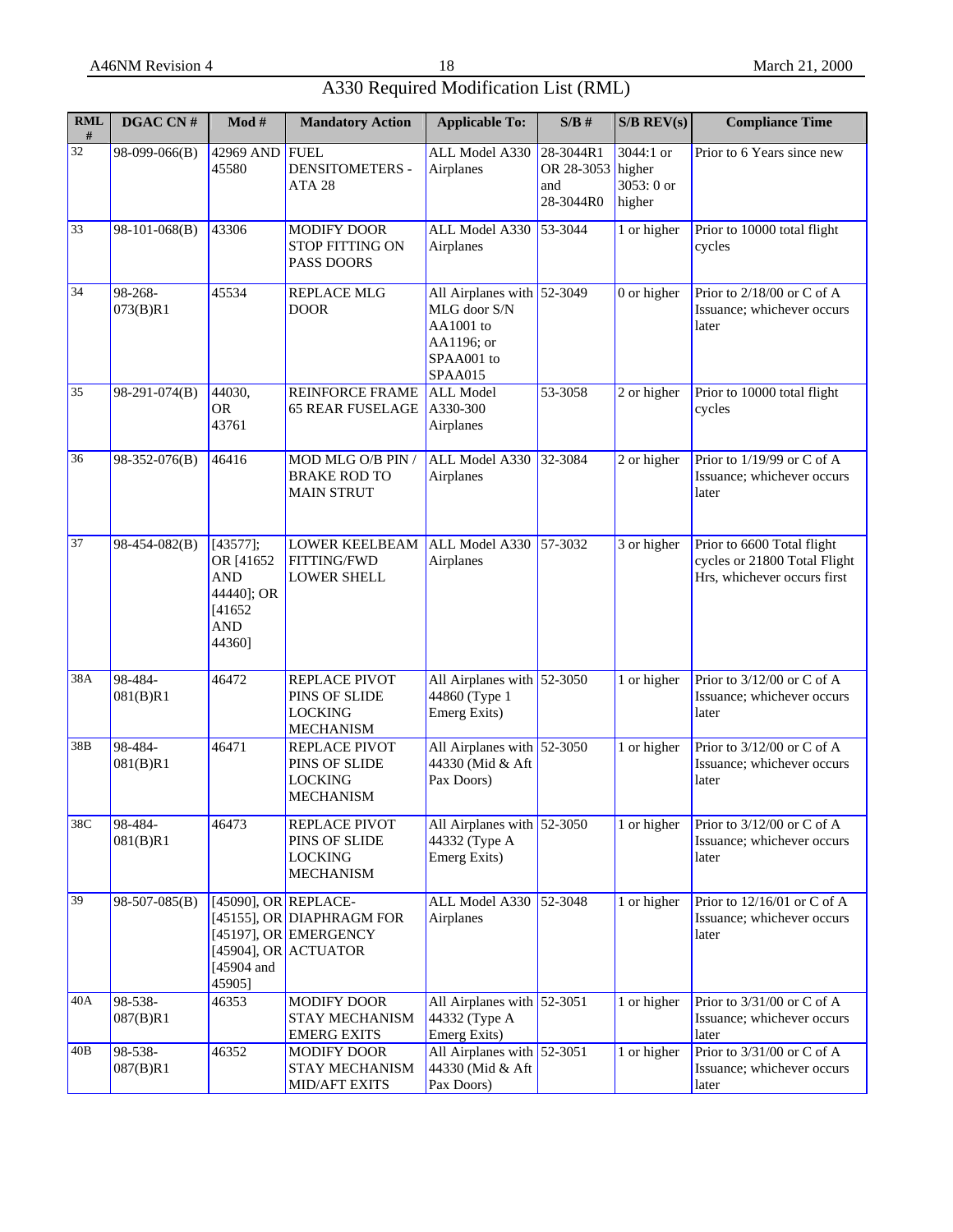# A330 Required Modification List (RML)

| RML # | DGAC CN # | Mod # | Mandatory Action | Applicable To: | S/B # | S/B REV(s) | Compliance Time |
|---|---|---|---|---|---|---|---|
| 32 | 98-099-066(B) | 42969 AND 45580 | FUEL DENSITOMETERS - ATA 28 | ALL Model A330 Airplanes | 28-3044R1 OR 28-3053 and 28-3044R0 | 3044:1 or higher 3053: 0 or higher | Prior to 6 Years since new |
| 33 | 98-101-068(B) | 43306 | MODIFY DOOR STOP FITTING ON PASS DOORS | ALL Model A330 Airplanes | 53-3044 | 1 or higher | Prior to 10000 total flight cycles |
| 34 | 98-268-073(B)R1 | 45534 | REPLACE MLG DOOR | All Airplanes with MLG door S/N AA1001 to AA1196; or SPAA001 to SPAA015 | 52-3049 | 0 or higher | Prior to 2/18/00 or C of A Issuance; whichever occurs later |
| 35 | 98-291-074(B) | 44030, OR 43761 | REINFORCE FRAME 65 REAR FUSELAGE | ALL Model A330-300 Airplanes | 53-3058 | 2 or higher | Prior to 10000 total flight cycles |
| 36 | 98-352-076(B) | 46416 | MOD MLG O/B PIN / BRAKE ROD TO MAIN STRUT | ALL Model A330 Airplanes | 32-3084 | 2 or higher | Prior to 1/19/99 or C of A Issuance; whichever occurs later |
| 37 | 98-454-082(B) | [43577]; OR [41652 AND 44440]; OR [41652 AND 44360] | LOWER KEELBEAM FITTING/FWD LOWER SHELL | ALL Model A330 Airplanes | 57-3032 | 3 or higher | Prior to 6600 Total flight cycles or 21800 Total Flight Hrs, whichever occurs first |
| 38A | 98-484-081(B)R1 | 46472 | REPLACE PIVOT PINS OF SLIDE LOCKING MECHANISM | All Airplanes with 44860 (Type 1 Emerg Exits) | 52-3050 | 1 or higher | Prior to 3/12/00 or C of A Issuance; whichever occurs later |
| 38B | 98-484-081(B)R1 | 46471 | REPLACE PIVOT PINS OF SLIDE LOCKING MECHANISM | All Airplanes with 44330 (Mid & Aft Pax Doors) | 52-3050 | 1 or higher | Prior to 3/12/00 or C of A Issuance; whichever occurs later |
| 38C | 98-484-081(B)R1 | 46473 | REPLACE PIVOT PINS OF SLIDE LOCKING MECHANISM | All Airplanes with 44332 (Type A Emerg Exits) | 52-3050 | 1 or higher | Prior to 3/12/00 or C of A Issuance; whichever occurs later |
| 39 | 98-507-085(B) | [45090], OR [45155], OR [45197], OR [45904], OR [45904 and 45905] | REPLACE-DIAPHRAGM FOR EMERGENCY ACTUATOR | ALL Model A330 Airplanes | 52-3048 | 1 or higher | Prior to 12/16/01 or C of A Issuance; whichever occurs later |
| 40A | 98-538-087(B)R1 | 46353 | MODIFY DOOR STAY MECHANISM EMERG EXITS | All Airplanes with 44332 (Type A Emerg Exits) | 52-3051 | 1 or higher | Prior to 3/31/00 or C of A Issuance; whichever occurs later |
| 40B | 98-538-087(B)R1 | 46352 | MODIFY DOOR STAY MECHANISM MID/AFT EXITS | All Airplanes with 44330 (Mid & Aft Pax Doors) | 52-3051 | 1 or higher | Prior to 3/31/00 or C of A Issuance; whichever occurs later |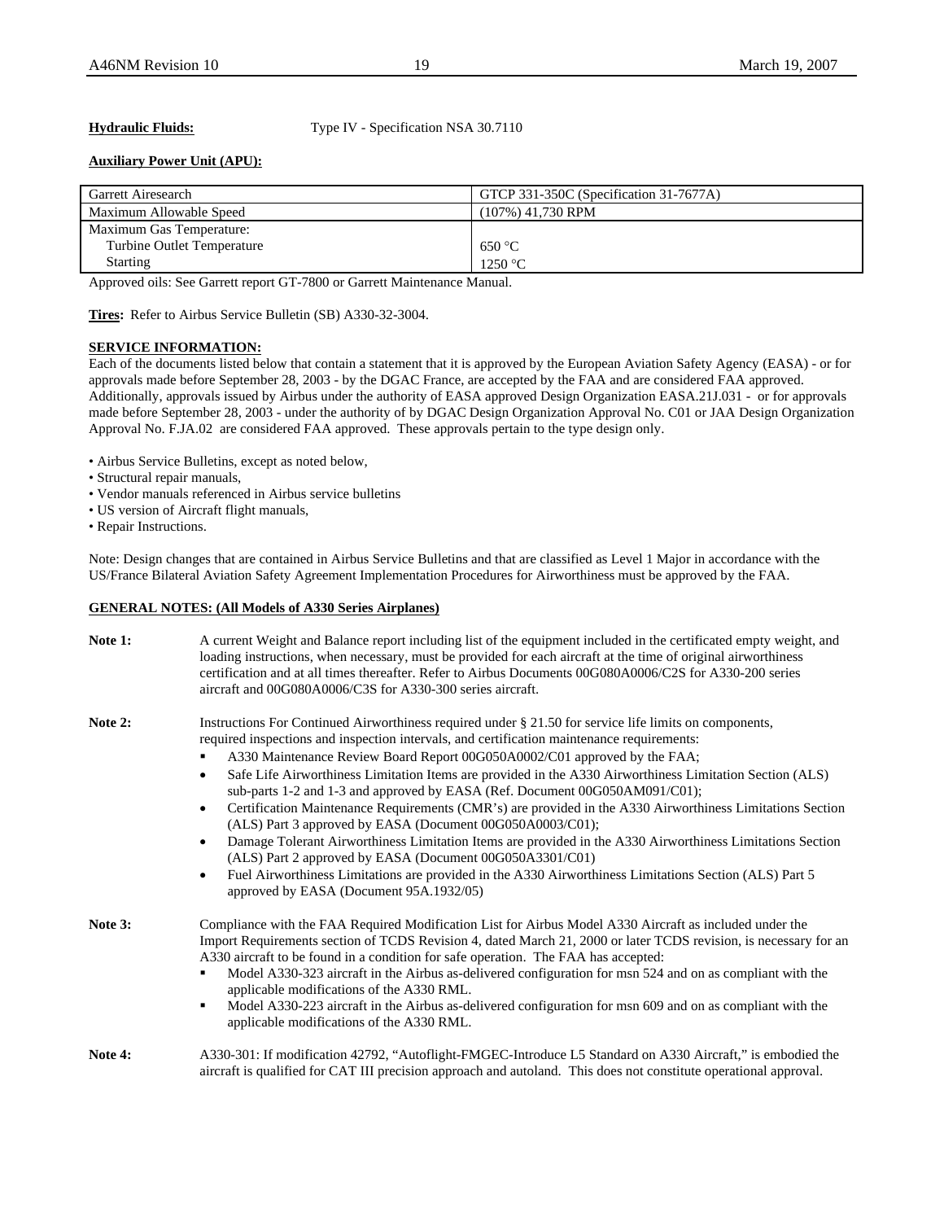**Hydraulic Fluids:** Type IV - Specification NSA 30.7110

**Auxiliary Power Unit (APU):**

| Garrett Airesearch | GTCP 331-350C (Specification 31-7677A) |
|---|---|
| Maximum Allowable Speed | (107%) 41,730 RPM |
| Maximum Gas Temperature:<br>Turbine Outlet Temperature<br>Starting | <br>650 °C<br>1250 °C |

Approved oils: See Garrett report GT-7800 or Garrett Maintenance Manual.

**Tires:** Refer to Airbus Service Bulletin (SB) A330-32-3004.

**SERVICE INFORMATION:**

Each of the documents listed below that contain a statement that it is approved by the European Aviation Safety Agency (EASA) - or for approvals made before September 28, 2003 - by the DGAC France, are accepted by the FAA and are considered FAA approved. Additionally, approvals issued by Airbus under the authority of EASA approved Design Organization EASA.21J.031 - or for approvals made before September 28, 2003 - under the authority of by DGAC Design Organization Approval No. C01 or JAA Design Organization Approval No. F.JA.02 are considered FAA approved. These approvals pertain to the type design only.

- Airbus Service Bulletins, except as noted below,
- Structural repair manuals,
- Vendor manuals referenced in Airbus service bulletins
- US version of Aircraft flight manuals,
- Repair Instructions.

Note: Design changes that are contained in Airbus Service Bulletins and that are classified as Level 1 Major in accordance with the US/France Bilateral Aviation Safety Agreement Implementation Procedures for Airworthiness must be approved by the FAA.

**GENERAL NOTES: (All Models of A330 Series Airplanes)**

**Note 1:** A current Weight and Balance report including list of the equipment included in the certificated empty weight, and loading instructions, when necessary, must be provided for each aircraft at the time of original airworthiness certification and at all times thereafter. Refer to Airbus Documents 00G080A0006/C2S for A330-200 series aircraft and 00G080A0006/C3S for A330-300 series aircraft.

**Note 2:** Instructions For Continued Airworthiness required under § 21.50 for service life limits on components, required inspections and inspection intervals, and certification maintenance requirements:

- A330 Maintenance Review Board Report 00G050A0002/C01 approved by the FAA;
- Safe Life Airworthiness Limitation Items are provided in the A330 Airworthiness Limitation Section (ALS) sub-parts 1-2 and 1-3 and approved by EASA (Ref. Document 00G050AM091/C01);
- Certification Maintenance Requirements (CMR's) are provided in the A330 Airworthiness Limitations Section (ALS) Part 3 approved by EASA (Document 00G050A0003/C01);
- Damage Tolerant Airworthiness Limitation Items are provided in the A330 Airworthiness Limitations Section (ALS) Part 2 approved by EASA (Document 00G050A3301/C01)
- Fuel Airworthiness Limitations are provided in the A330 Airworthiness Limitations Section (ALS) Part 5 approved by EASA (Document 95A.1932/05)

**Note 3:** Compliance with the FAA Required Modification List for Airbus Model A330 Aircraft as included under the Import Requirements section of TCDS Revision 4, dated March 21, 2000 or later TCDS revision, is necessary for an A330 aircraft to be found in a condition for safe operation. The FAA has accepted:

- Model A330-323 aircraft in the Airbus as-delivered configuration for msn 524 and on as compliant with the applicable modifications of the A330 RML.
- Model A330-223 aircraft in the Airbus as-delivered configuration for msn 609 and on as compliant with the applicable modifications of the A330 RML.

**Note 4:** A330-301: If modification 42792, "Autoflight-FMGEC-Introduce L5 Standard on A330 Aircraft," is embodied the aircraft is qualified for CAT III precision approach and autoland. This does not constitute operational approval.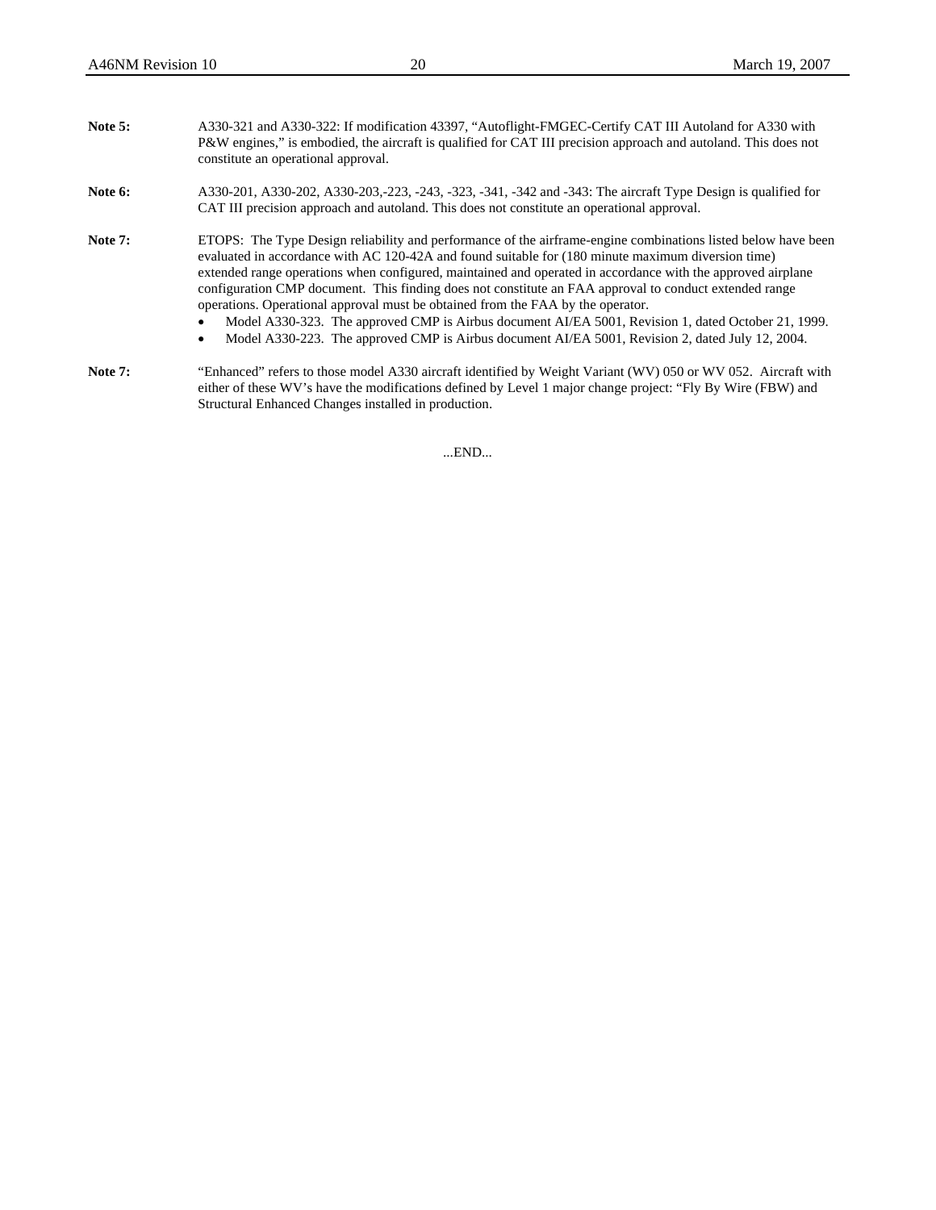**Note 5:** A330-321 and A330-322: If modification 43397, "Autoflight-FMGEC-Certify CAT III Autoland for A330 with P&W engines," is embodied, the aircraft is qualified for CAT III precision approach and autoland. This does not constitute an operational approval.

**Note 6:** A330-201, A330-202, A330-203,-223, -243, -323, -341, -342 and -343: The aircraft Type Design is qualified for CAT III precision approach and autoland. This does not constitute an operational approval.

**Note 7:** ETOPS: The Type Design reliability and performance of the airframe-engine combinations listed below have been evaluated in accordance with AC 120-42A and found suitable for (180 minute maximum diversion time) extended range operations when configured, maintained and operated in accordance with the approved airplane configuration CMP document. This finding does not constitute an FAA approval to conduct extended range operations. Operational approval must be obtained from the FAA by the operator.

- Model A330-323. The approved CMP is Airbus document AI/EA 5001, Revision 1, dated October 21, 1999.
- Model A330-223. The approved CMP is Airbus document AI/EA 5001, Revision 2, dated July 12, 2004.

**Note 7:** "Enhanced" refers to those model A330 aircraft identified by Weight Variant (WV) 050 or WV 052. Aircraft with either of these WV's have the modifications defined by Level 1 major change project: "Fly By Wire (FBW) and Structural Enhanced Changes installed in production.

...END...